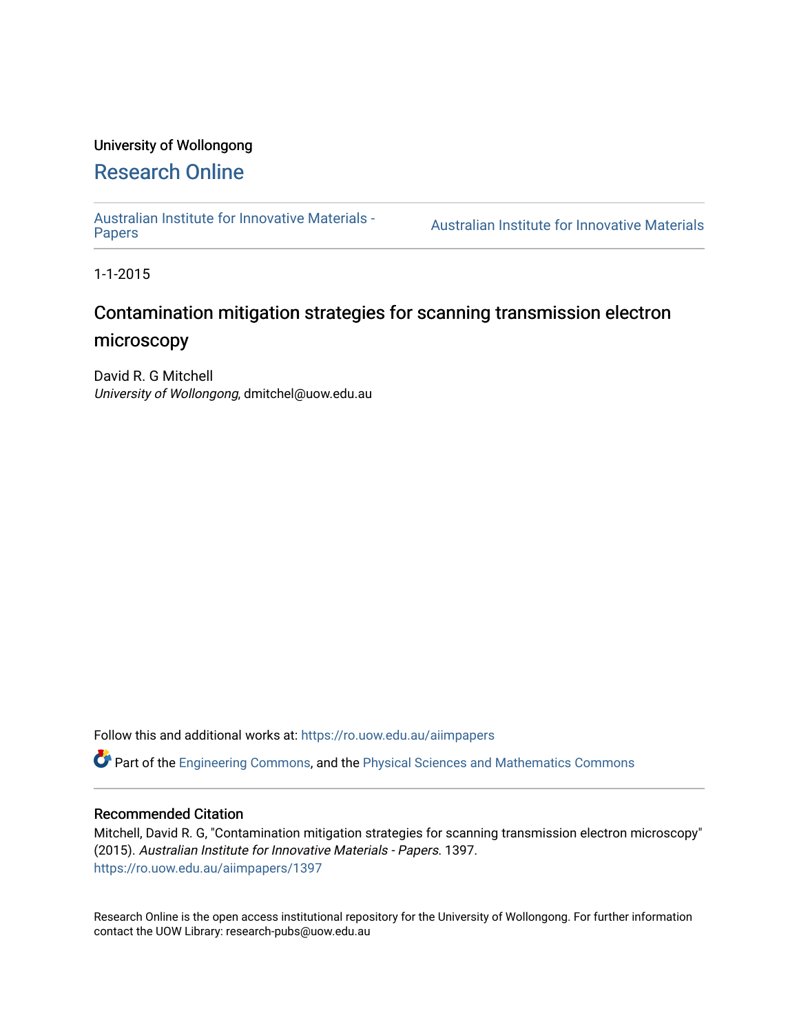University of Wollongong

# Research Online

Australian Institute for Innovative Materials - Papers | Australian Institute for Innovative Materials

1-1-2015

## Contamination mitigation strategies for scanning transmission electron microscopy

David R. G Mitchell
*University of Wollongong*, dmitchel@uow.edu.au

Follow this and additional works at: https://ro.uow.edu.au/aiimpapers

Part of the Engineering Commons, and the Physical Sciences and Mathematics Commons

### Recommended Citation

Mitchell, David R. G, "Contamination mitigation strategies for scanning transmission electron microscopy" (2015). *Australian Institute for Innovative Materials - Papers*. 1397.
https://ro.uow.edu.au/aiimpapers/1397

Research Online is the open access institutional repository for the University of Wollongong. For further information contact the UOW Library: research-pubs@uow.edu.au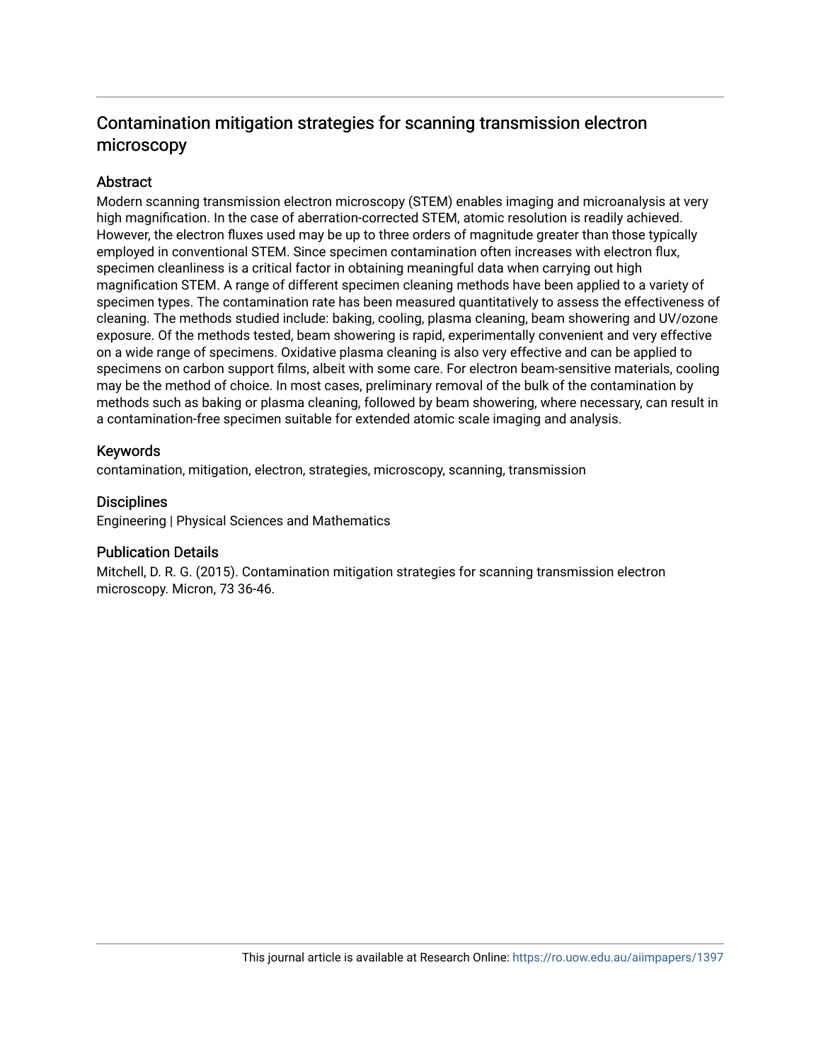# Contamination mitigation strategies for scanning transmission electron microscopy

## Abstract

Modern scanning transmission electron microscopy (STEM) enables imaging and microanalysis at very high magnification. In the case of aberration-corrected STEM, atomic resolution is readily achieved. However, the electron fluxes used may be up to three orders of magnitude greater than those typically employed in conventional STEM. Since specimen contamination often increases with electron flux, specimen cleanliness is a critical factor in obtaining meaningful data when carrying out high magnification STEM. A range of different specimen cleaning methods have been applied to a variety of specimen types. The contamination rate has been measured quantitatively to assess the effectiveness of cleaning. The methods studied include: baking, cooling, plasma cleaning, beam showering and UV/ozone exposure. Of the methods tested, beam showering is rapid, experimentally convenient and very effective on a wide range of specimens. Oxidative plasma cleaning is also very effective and can be applied to specimens on carbon support films, albeit with some care. For electron beam-sensitive materials, cooling may be the method of choice. In most cases, preliminary removal of the bulk of the contamination by methods such as baking or plasma cleaning, followed by beam showering, where necessary, can result in a contamination-free specimen suitable for extended atomic scale imaging and analysis.

## Keywords

contamination, mitigation, electron, strategies, microscopy, scanning, transmission

## Disciplines

Engineering | Physical Sciences and Mathematics

## Publication Details

Mitchell, D. R. G. (2015). Contamination mitigation strategies for scanning transmission electron microscopy. Micron, 73 36-46.

This journal article is available at Research Online: https://ro.uow.edu.au/aiimpapers/1397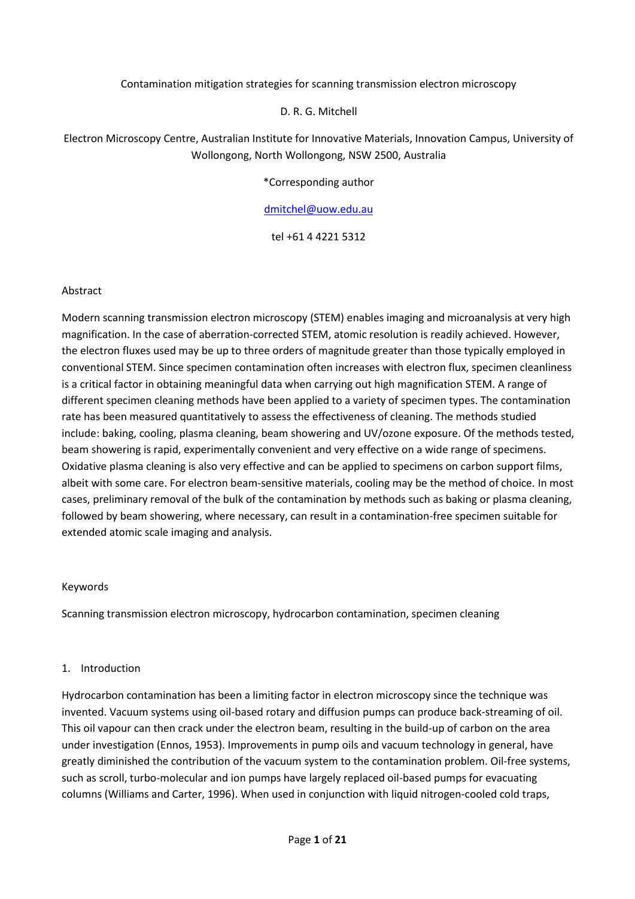Contamination mitigation strategies for scanning transmission electron microscopy

D. R. G. Mitchell

Electron Microscopy Centre, Australian Institute for Innovative Materials, Innovation Campus, University of Wollongong, North Wollongong, NSW 2500, Australia

*Corresponding author

dmitchel@uow.edu.au

tel +61 4 4221 5312

## Abstract

Modern scanning transmission electron microscopy (STEM) enables imaging and microanalysis at very high magnification. In the case of aberration-corrected STEM, atomic resolution is readily achieved. However, the electron fluxes used may be up to three orders of magnitude greater than those typically employed in conventional STEM. Since specimen contamination often increases with electron flux, specimen cleanliness is a critical factor in obtaining meaningful data when carrying out high magnification STEM. A range of different specimen cleaning methods have been applied to a variety of specimen types. The contamination rate has been measured quantitatively to assess the effectiveness of cleaning. The methods studied include: baking, cooling, plasma cleaning, beam showering and UV/ozone exposure. Of the methods tested, beam showering is rapid, experimentally convenient and very effective on a wide range of specimens. Oxidative plasma cleaning is also very effective and can be applied to specimens on carbon support films, albeit with some care. For electron beam-sensitive materials, cooling may be the method of choice. In most cases, preliminary removal of the bulk of the contamination by methods such as baking or plasma cleaning, followed by beam showering, where necessary, can result in a contamination-free specimen suitable for extended atomic scale imaging and analysis.

## Keywords

Scanning transmission electron microscopy, hydrocarbon contamination, specimen cleaning

## 1. Introduction

Hydrocarbon contamination has been a limiting factor in electron microscopy since the technique was invented. Vacuum systems using oil-based rotary and diffusion pumps can produce back-streaming of oil. This oil vapour can then crack under the electron beam, resulting in the build-up of carbon on the area under investigation (Ennos, 1953). Improvements in pump oils and vacuum technology in general, have greatly diminished the contribution of the vacuum system to the contamination problem. Oil-free systems, such as scroll, turbo-molecular and ion pumps have largely replaced oil-based pumps for evacuating columns (Williams and Carter, 1996). When used in conjunction with liquid nitrogen-cooled cold traps,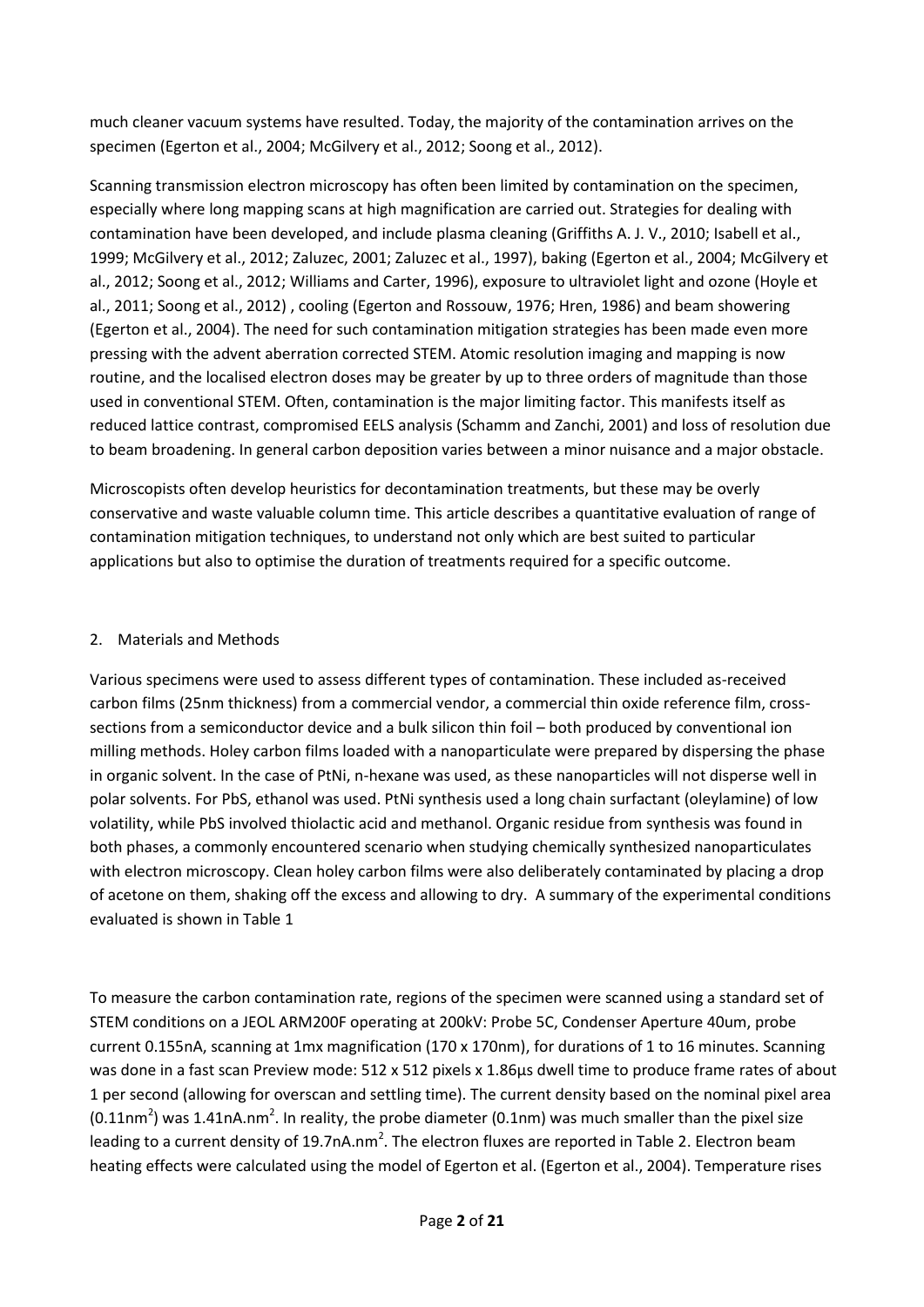much cleaner vacuum systems have resulted. Today, the majority of the contamination arrives on the specimen (Egerton et al., 2004; McGilvery et al., 2012; Soong et al., 2012).

Scanning transmission electron microscopy has often been limited by contamination on the specimen, especially where long mapping scans at high magnification are carried out. Strategies for dealing with contamination have been developed, and include plasma cleaning (Griffiths A. J. V., 2010; Isabell et al., 1999; McGilvery et al., 2012; Zaluzec, 2001; Zaluzec et al., 1997), baking (Egerton et al., 2004; McGilvery et al., 2012; Soong et al., 2012; Williams and Carter, 1996), exposure to ultraviolet light and ozone (Hoyle et al., 2011; Soong et al., 2012) , cooling (Egerton and Rossouw, 1976; Hren, 1986) and beam showering (Egerton et al., 2004). The need for such contamination mitigation strategies has been made even more pressing with the advent aberration corrected STEM. Atomic resolution imaging and mapping is now routine, and the localised electron doses may be greater by up to three orders of magnitude than those used in conventional STEM. Often, contamination is the major limiting factor. This manifests itself as reduced lattice contrast, compromised EELS analysis (Schamm and Zanchi, 2001) and loss of resolution due to beam broadening. In general carbon deposition varies between a minor nuisance and a major obstacle.

Microscopists often develop heuristics for decontamination treatments, but these may be overly conservative and waste valuable column time. This article describes a quantitative evaluation of range of contamination mitigation techniques, to understand not only which are best suited to particular applications but also to optimise the duration of treatments required for a specific outcome.

## 2. Materials and Methods

Various specimens were used to assess different types of contamination. These included as-received carbon films (25nm thickness) from a commercial vendor, a commercial thin oxide reference film, cross-sections from a semiconductor device and a bulk silicon thin foil – both produced by conventional ion milling methods. Holey carbon films loaded with a nanoparticulate were prepared by dispersing the phase in organic solvent. In the case of PtNi, n-hexane was used, as these nanoparticles will not disperse well in polar solvents. For PbS, ethanol was used. PtNi synthesis used a long chain surfactant (oleylamine) of low volatility, while PbS involved thiolactic acid and methanol. Organic residue from synthesis was found in both phases, a commonly encountered scenario when studying chemically synthesized nanoparticulates with electron microscopy. Clean holey carbon films were also deliberately contaminated by placing a drop of acetone on them, shaking off the excess and allowing to dry. A summary of the experimental conditions evaluated is shown in Table 1

To measure the carbon contamination rate, regions of the specimen were scanned using a standard set of STEM conditions on a JEOL ARM200F operating at 200kV: Probe 5C, Condenser Aperture 40um, probe current 0.155nA, scanning at 1mx magnification (170 x 170nm), for durations of 1 to 16 minutes. Scanning was done in a fast scan Preview mode: 512 x 512 pixels x 1.86µs dwell time to produce frame rates of about 1 per second (allowing for overscan and settling time). The current density based on the nominal pixel area ($0.11\text{nm}^2$) was $1.41\text{nA.nm}^2$. In reality, the probe diameter (0.1nm) was much smaller than the pixel size leading to a current density of $19.7\text{nA.nm}^2$. The electron fluxes are reported in Table 2. Electron beam heating effects were calculated using the model of Egerton et al. (Egerton et al., 2004). Temperature rises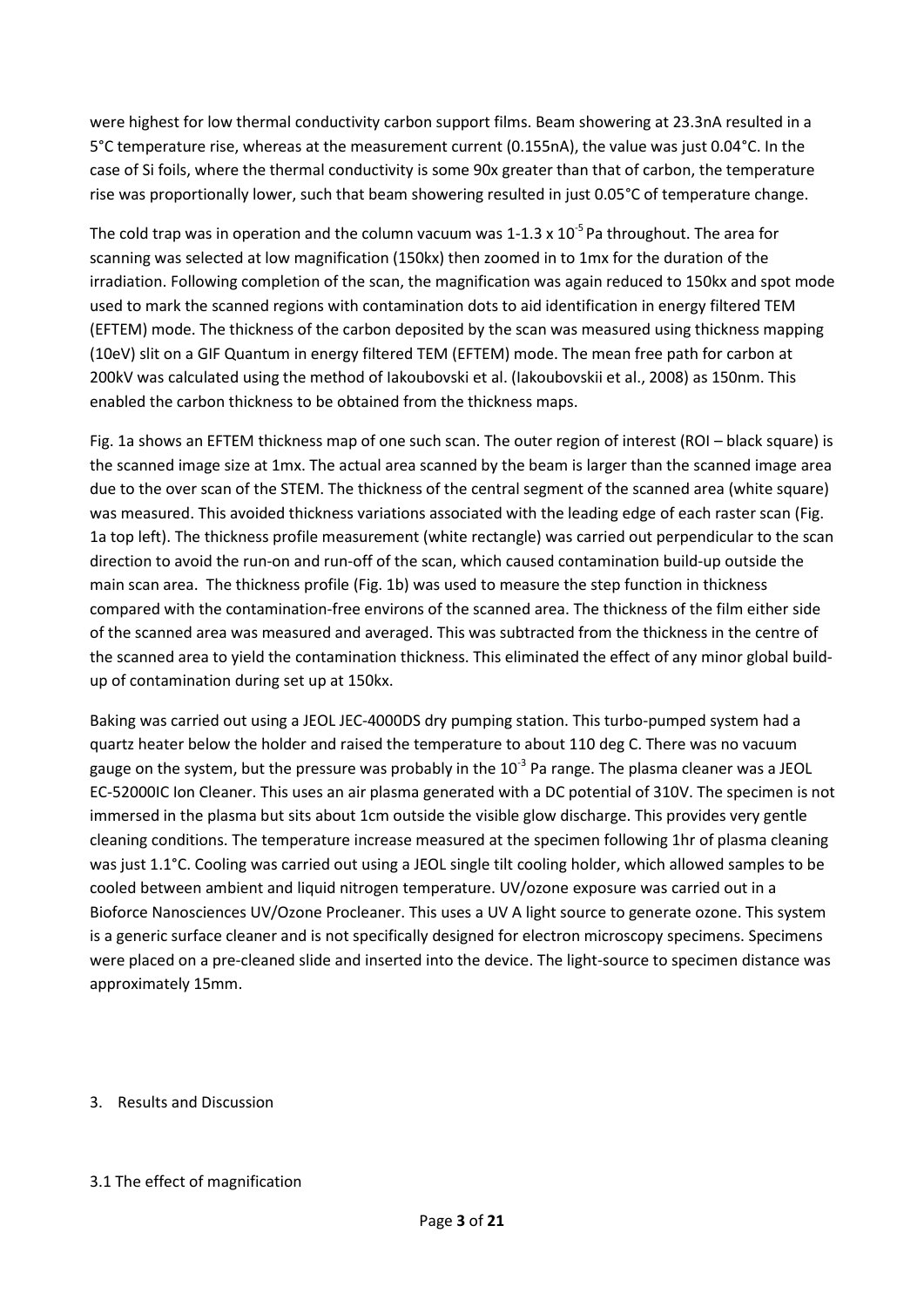were highest for low thermal conductivity carbon support films. Beam showering at 23.3nA resulted in a 5°C temperature rise, whereas at the measurement current (0.155nA), the value was just 0.04°C. In the case of Si foils, where the thermal conductivity is some 90x greater than that of carbon, the temperature rise was proportionally lower, such that beam showering resulted in just 0.05°C of temperature change.

The cold trap was in operation and the column vacuum was 1-1.3 x $10^{-5}$ Pa throughout. The area for scanning was selected at low magnification (150kx) then zoomed in to 1mx for the duration of the irradiation. Following completion of the scan, the magnification was again reduced to 150kx and spot mode used to mark the scanned regions with contamination dots to aid identification in energy filtered TEM (EFTEM) mode. The thickness of the carbon deposited by the scan was measured using thickness mapping (10eV) slit on a GIF Quantum in energy filtered TEM (EFTEM) mode. The mean free path for carbon at 200kV was calculated using the method of Iakoubovski et al. (Iakoubovskii et al., 2008) as 150nm. This enabled the carbon thickness to be obtained from the thickness maps.

Fig. 1a shows an EFTEM thickness map of one such scan. The outer region of interest (ROI – black square) is the scanned image size at 1mx. The actual area scanned by the beam is larger than the scanned image area due to the over scan of the STEM. The thickness of the central segment of the scanned area (white square) was measured. This avoided thickness variations associated with the leading edge of each raster scan (Fig. 1a top left). The thickness profile measurement (white rectangle) was carried out perpendicular to the scan direction to avoid the run-on and run-off of the scan, which caused contamination build-up outside the main scan area. The thickness profile (Fig. 1b) was used to measure the step function in thickness compared with the contamination-free environs of the scanned area. The thickness of the film either side of the scanned area was measured and averaged. This was subtracted from the thickness in the centre of the scanned area to yield the contamination thickness. This eliminated the effect of any minor global build-up of contamination during set up at 150kx.

Baking was carried out using a JEOL JEC-4000DS dry pumping station. This turbo-pumped system had a quartz heater below the holder and raised the temperature to about 110 deg C. There was no vacuum gauge on the system, but the pressure was probably in the $10^{-3}$ Pa range. The plasma cleaner was a JEOL EC-52000IC Ion Cleaner. This uses an air plasma generated with a DC potential of 310V. The specimen is not immersed in the plasma but sits about 1cm outside the visible glow discharge. This provides very gentle cleaning conditions. The temperature increase measured at the specimen following 1hr of plasma cleaning was just 1.1°C. Cooling was carried out using a JEOL single tilt cooling holder, which allowed samples to be cooled between ambient and liquid nitrogen temperature. UV/ozone exposure was carried out in a Bioforce Nanosciences UV/Ozone Procleaner. This uses a UV A light source to generate ozone. This system is a generic surface cleaner and is not specifically designed for electron microscopy specimens. Specimens were placed on a pre-cleaned slide and inserted into the device. The light-source to specimen distance was approximately 15mm.

## 3. Results and Discussion

### 3.1 The effect of magnification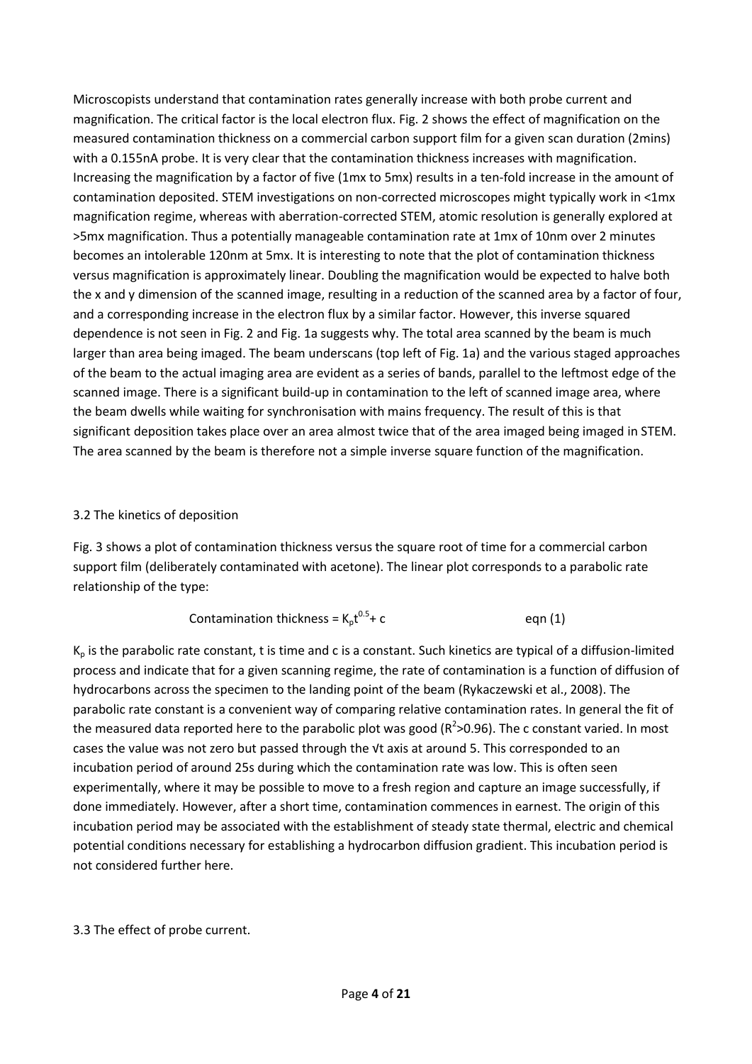Microscopists understand that contamination rates generally increase with both probe current and magnification. The critical factor is the local electron flux. Fig. 2 shows the effect of magnification on the measured contamination thickness on a commercial carbon support film for a given scan duration (2mins) with a 0.155nA probe. It is very clear that the contamination thickness increases with magnification. Increasing the magnification by a factor of five (1mx to 5mx) results in a ten-fold increase in the amount of contamination deposited. STEM investigations on non-corrected microscopes might typically work in <1mx magnification regime, whereas with aberration-corrected STEM, atomic resolution is generally explored at >5mx magnification. Thus a potentially manageable contamination rate at 1mx of 10nm over 2 minutes becomes an intolerable 120nm at 5mx. It is interesting to note that the plot of contamination thickness versus magnification is approximately linear. Doubling the magnification would be expected to halve both the x and y dimension of the scanned image, resulting in a reduction of the scanned area by a factor of four, and a corresponding increase in the electron flux by a similar factor. However, this inverse squared dependence is not seen in Fig. 2 and Fig. 1a suggests why. The total area scanned by the beam is much larger than area being imaged. The beam underscans (top left of Fig. 1a) and the various staged approaches of the beam to the actual imaging area are evident as a series of bands, parallel to the leftmost edge of the scanned image. There is a significant build-up in contamination to the left of scanned image area, where the beam dwells while waiting for synchronisation with mains frequency. The result of this is that significant deposition takes place over an area almost twice that of the area imaged being imaged in STEM. The area scanned by the beam is therefore not a simple inverse square function of the magnification.

## 3.2 The kinetics of deposition

Fig. 3 shows a plot of contamination thickness versus the square root of time for a commercial carbon support film (deliberately contaminated with acetone). The linear plot corresponds to a parabolic rate relationship of the type:

$$\text{Contamination thickness} = K_p t^{0.5} + c \qquad \text{eqn (1)}$$

$K_p$ is the parabolic rate constant, t is time and c is a constant. Such kinetics are typical of a diffusion-limited process and indicate that for a given scanning regime, the rate of contamination is a function of diffusion of hydrocarbons across the specimen to the landing point of the beam (Rykaczewski et al., 2008). The parabolic rate constant is a convenient way of comparing relative contamination rates. In general the fit of the measured data reported here to the parabolic plot was good ($R^2$>0.96). The c constant varied. In most cases the value was not zero but passed through the $\sqrt{t}$ axis at around 5. This corresponded to an incubation period of around 25s during which the contamination rate was low. This is often seen experimentally, where it may be possible to move to a fresh region and capture an image successfully, if done immediately. However, after a short time, contamination commences in earnest. The origin of this incubation period may be associated with the establishment of steady state thermal, electric and chemical potential conditions necessary for establishing a hydrocarbon diffusion gradient. This incubation period is not considered further here.

## 3.3 The effect of probe current.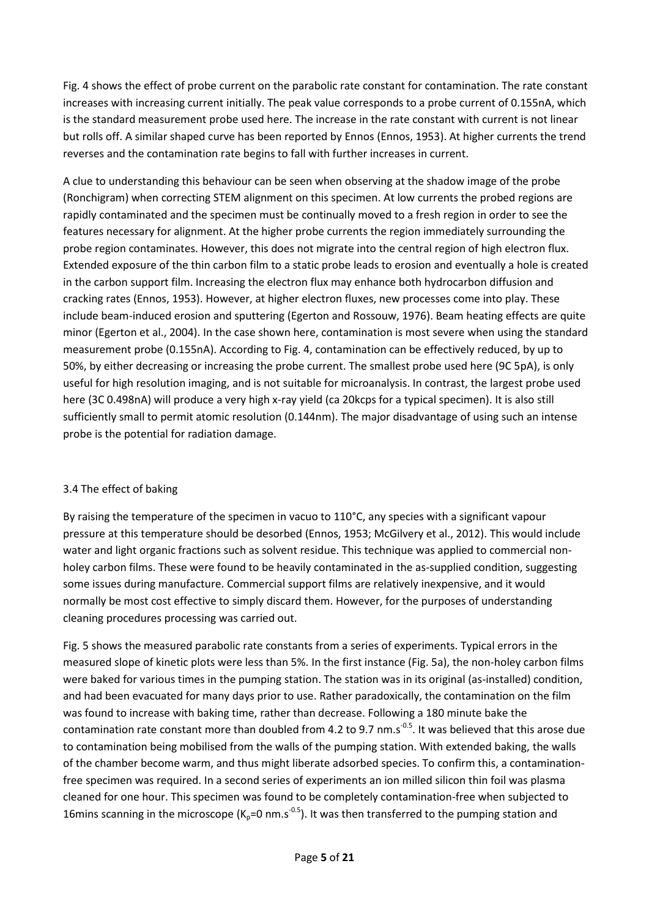Fig. 4 shows the effect of probe current on the parabolic rate constant for contamination. The rate constant increases with increasing current initially. The peak value corresponds to a probe current of 0.155nA, which is the standard measurement probe used here. The increase in the rate constant with current is not linear but rolls off. A similar shaped curve has been reported by Ennos (Ennos, 1953). At higher currents the trend reverses and the contamination rate begins to fall with further increases in current.

A clue to understanding this behaviour can be seen when observing at the shadow image of the probe (Ronchigram) when correcting STEM alignment on this specimen. At low currents the probed regions are rapidly contaminated and the specimen must be continually moved to a fresh region in order to see the features necessary for alignment. At the higher probe currents the region immediately surrounding the probe region contaminates. However, this does not migrate into the central region of high electron flux. Extended exposure of the thin carbon film to a static probe leads to erosion and eventually a hole is created in the carbon support film. Increasing the electron flux may enhance both hydrocarbon diffusion and cracking rates (Ennos, 1953). However, at higher electron fluxes, new processes come into play. These include beam-induced erosion and sputtering (Egerton and Rossouw, 1976). Beam heating effects are quite minor (Egerton et al., 2004). In the case shown here, contamination is most severe when using the standard measurement probe (0.155nA). According to Fig. 4, contamination can be effectively reduced, by up to 50%, by either decreasing or increasing the probe current. The smallest probe used here (9C 5pA), is only useful for high resolution imaging, and is not suitable for microanalysis. In contrast, the largest probe used here (3C 0.498nA) will produce a very high x-ray yield (ca 20kcps for a typical specimen). It is also still sufficiently small to permit atomic resolution (0.144nm). The major disadvantage of using such an intense probe is the potential for radiation damage.

### 3.4 The effect of baking

By raising the temperature of the specimen in vacuo to 110°C, any species with a significant vapour pressure at this temperature should be desorbed (Ennos, 1953; McGilvery et al., 2012). This would include water and light organic fractions such as solvent residue. This technique was applied to commercial non-holey carbon films. These were found to be heavily contaminated in the as-supplied condition, suggesting some issues during manufacture. Commercial support films are relatively inexpensive, and it would normally be most cost effective to simply discard them. However, for the purposes of understanding cleaning procedures processing was carried out.

Fig. 5 shows the measured parabolic rate constants from a series of experiments. Typical errors in the measured slope of kinetic plots were less than 5%. In the first instance (Fig. 5a), the non-holey carbon films were baked for various times in the pumping station. The station was in its original (as-installed) condition, and had been evacuated for many days prior to use. Rather paradoxically, the contamination on the film was found to increase with baking time, rather than decrease. Following a 180 minute bake the contamination rate constant more than doubled from 4.2 to 9.7 nm.s$^{-0.5}$. It was believed that this arose due to contamination being mobilised from the walls of the pumping station. With extended baking, the walls of the chamber become warm, and thus might liberate adsorbed species. To confirm this, a contamination-free specimen was required. In a second series of experiments an ion milled silicon thin foil was plasma cleaned for one hour. This specimen was found to be completely contamination-free when subjected to 16mins scanning in the microscope ($K_p$=0 nm.s$^{-0.5}$). It was then transferred to the pumping station and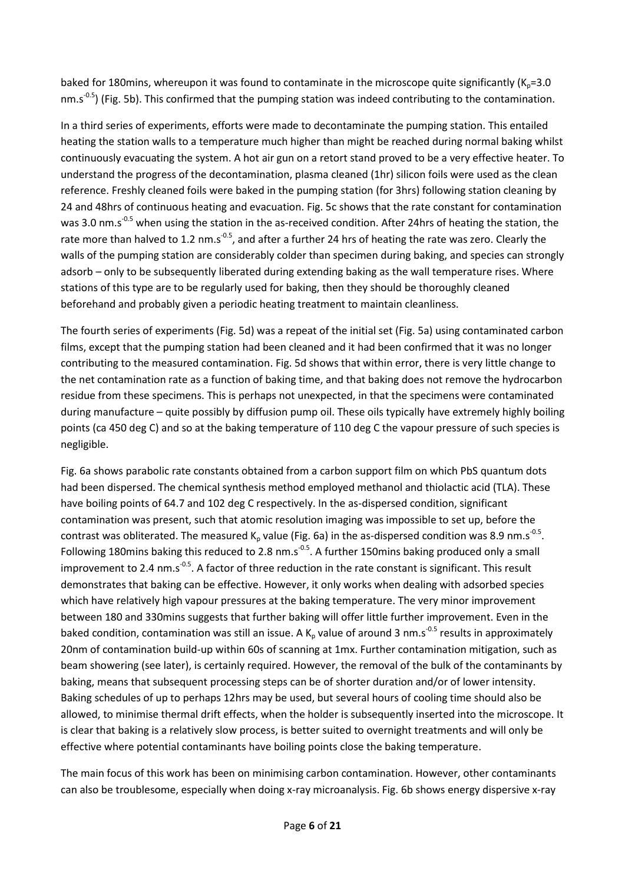baked for 180mins, whereupon it was found to contaminate in the microscope quite significantly ($K_p$=3.0 nm.s$^{-0.5}$) (Fig. 5b). This confirmed that the pumping station was indeed contributing to the contamination.

In a third series of experiments, efforts were made to decontaminate the pumping station. This entailed heating the station walls to a temperature much higher than might be reached during normal baking whilst continuously evacuating the system. A hot air gun on a retort stand proved to be a very effective heater. To understand the progress of the decontamination, plasma cleaned (1hr) silicon foils were used as the clean reference. Freshly cleaned foils were baked in the pumping station (for 3hrs) following station cleaning by 24 and 48hrs of continuous heating and evacuation. Fig. 5c shows that the rate constant for contamination was 3.0 nm.s$^{-0.5}$ when using the station in the as-received condition. After 24hrs of heating the station, the rate more than halved to 1.2 nm.s$^{-0.5}$, and after a further 24 hrs of heating the rate was zero. Clearly the walls of the pumping station are considerably colder than specimen during baking, and species can strongly adsorb – only to be subsequently liberated during extending baking as the wall temperature rises. Where stations of this type are to be regularly used for baking, then they should be thoroughly cleaned beforehand and probably given a periodic heating treatment to maintain cleanliness.

The fourth series of experiments (Fig. 5d) was a repeat of the initial set (Fig. 5a) using contaminated carbon films, except that the pumping station had been cleaned and it had been confirmed that it was no longer contributing to the measured contamination. Fig. 5d shows that within error, there is very little change to the net contamination rate as a function of baking time, and that baking does not remove the hydrocarbon residue from these specimens. This is perhaps not unexpected, in that the specimens were contaminated during manufacture – quite possibly by diffusion pump oil. These oils typically have extremely highly boiling points (ca 450 deg C) and so at the baking temperature of 110 deg C the vapour pressure of such species is negligible.

Fig. 6a shows parabolic rate constants obtained from a carbon support film on which PbS quantum dots had been dispersed. The chemical synthesis method employed methanol and thiolactic acid (TLA). These have boiling points of 64.7 and 102 deg C respectively. In the as-dispersed condition, significant contamination was present, such that atomic resolution imaging was impossible to set up, before the contrast was obliterated. The measured $K_p$ value (Fig. 6a) in the as-dispersed condition was 8.9 nm.s$^{-0.5}$. Following 180mins baking this reduced to 2.8 nm.s$^{-0.5}$. A further 150mins baking produced only a small improvement to 2.4 nm.s$^{-0.5}$. A factor of three reduction in the rate constant is significant. This result demonstrates that baking can be effective. However, it only works when dealing with adsorbed species which have relatively high vapour pressures at the baking temperature. The very minor improvement between 180 and 330mins suggests that further baking will offer little further improvement. Even in the baked condition, contamination was still an issue. A $K_p$ value of around 3 nm.s$^{-0.5}$ results in approximately 20nm of contamination build-up within 60s of scanning at 1mx. Further contamination mitigation, such as beam showering (see later), is certainly required. However, the removal of the bulk of the contaminants by baking, means that subsequent processing steps can be of shorter duration and/or of lower intensity. Baking schedules of up to perhaps 12hrs may be used, but several hours of cooling time should also be allowed, to minimise thermal drift effects, when the holder is subsequently inserted into the microscope. It is clear that baking is a relatively slow process, is better suited to overnight treatments and will only be effective where potential contaminants have boiling points close the baking temperature.

The main focus of this work has been on minimising carbon contamination. However, other contaminants can also be troublesome, especially when doing x-ray microanalysis. Fig. 6b shows energy dispersive x-ray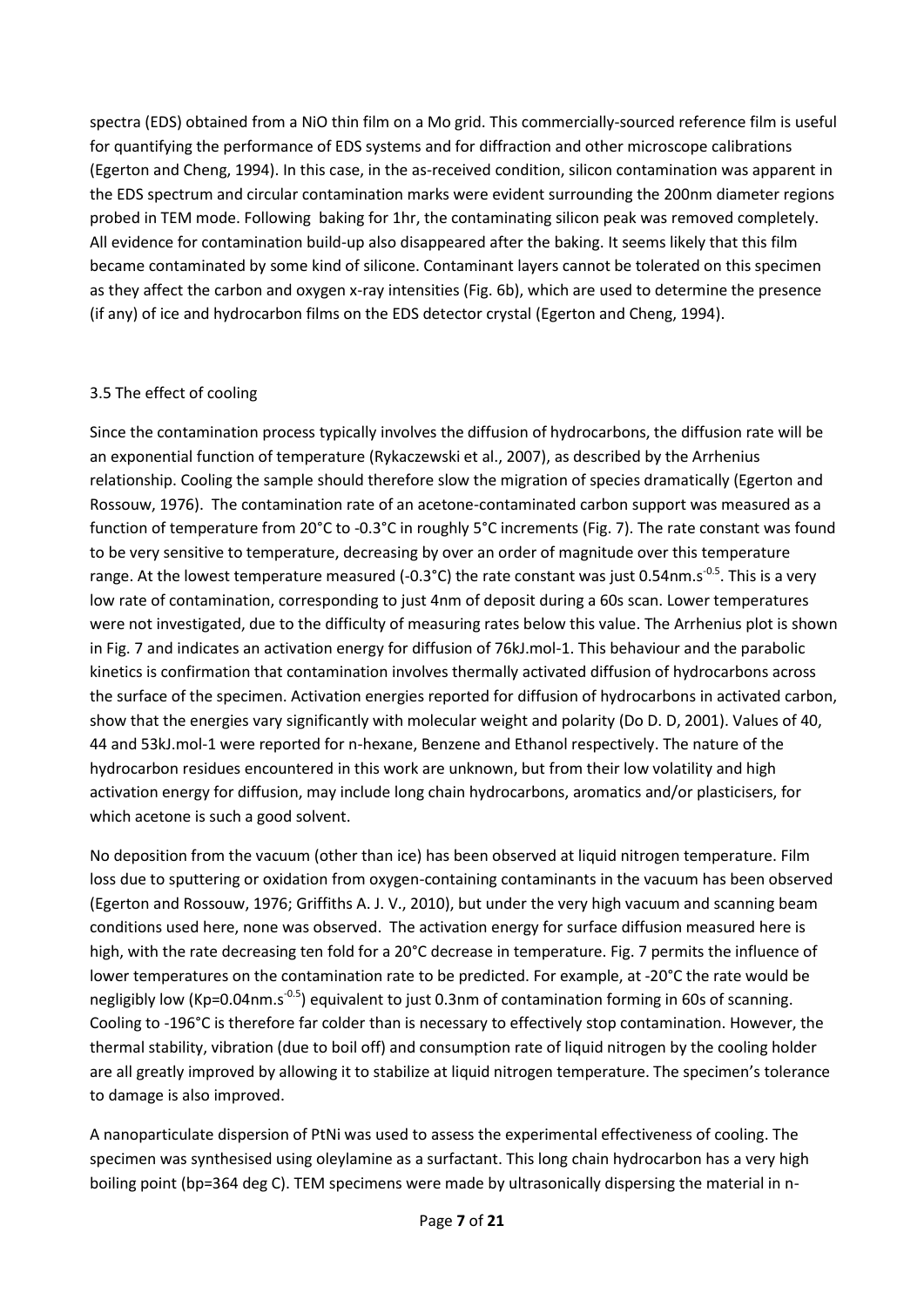spectra (EDS) obtained from a NiO thin film on a Mo grid. This commercially-sourced reference film is useful for quantifying the performance of EDS systems and for diffraction and other microscope calibrations (Egerton and Cheng, 1994). In this case, in the as-received condition, silicon contamination was apparent in the EDS spectrum and circular contamination marks were evident surrounding the 200nm diameter regions probed in TEM mode. Following baking for 1hr, the contaminating silicon peak was removed completely. All evidence for contamination build-up also disappeared after the baking. It seems likely that this film became contaminated by some kind of silicone. Contaminant layers cannot be tolerated on this specimen as they affect the carbon and oxygen x-ray intensities (Fig. 6b), which are used to determine the presence (if any) of ice and hydrocarbon films on the EDS detector crystal (Egerton and Cheng, 1994).

### 3.5 The effect of cooling

Since the contamination process typically involves the diffusion of hydrocarbons, the diffusion rate will be an exponential function of temperature (Rykaczewski et al., 2007), as described by the Arrhenius relationship. Cooling the sample should therefore slow the migration of species dramatically (Egerton and Rossouw, 1976). The contamination rate of an acetone-contaminated carbon support was measured as a function of temperature from 20°C to -0.3°C in roughly 5°C increments (Fig. 7). The rate constant was found to be very sensitive to temperature, decreasing by over an order of magnitude over this temperature range. At the lowest temperature measured (-0.3°C) the rate constant was just $0.54 nm.s^{-0.5}$. This is a very low rate of contamination, corresponding to just 4nm of deposit during a 60s scan. Lower temperatures were not investigated, due to the difficulty of measuring rates below this value. The Arrhenius plot is shown in Fig. 7 and indicates an activation energy for diffusion of 76kJ.mol-1. This behaviour and the parabolic kinetics is confirmation that contamination involves thermally activated diffusion of hydrocarbons across the surface of the specimen. Activation energies reported for diffusion of hydrocarbons in activated carbon, show that the energies vary significantly with molecular weight and polarity (Do D. D, 2001). Values of 40, 44 and 53kJ.mol-1 were reported for n-hexane, Benzene and Ethanol respectively. The nature of the hydrocarbon residues encountered in this work are unknown, but from their low volatility and high activation energy for diffusion, may include long chain hydrocarbons, aromatics and/or plasticisers, for which acetone is such a good solvent.

No deposition from the vacuum (other than ice) has been observed at liquid nitrogen temperature. Film loss due to sputtering or oxidation from oxygen-containing contaminants in the vacuum has been observed (Egerton and Rossouw, 1976; Griffiths A. J. V., 2010), but under the very high vacuum and scanning beam conditions used here, none was observed. The activation energy for surface diffusion measured here is high, with the rate decreasing ten fold for a 20°C decrease in temperature. Fig. 7 permits the influence of lower temperatures on the contamination rate to be predicted. For example, at -20°C the rate would be negligibly low ($K_p = 0.04 nm.s^{-0.5}$) equivalent to just 0.3nm of contamination forming in 60s of scanning. Cooling to -196°C is therefore far colder than is necessary to effectively stop contamination. However, the thermal stability, vibration (due to boil off) and consumption rate of liquid nitrogen by the cooling holder are all greatly improved by allowing it to stabilize at liquid nitrogen temperature. The specimen's tolerance to damage is also improved.

A nanoparticulate dispersion of PtNi was used to assess the experimental effectiveness of cooling. The specimen was synthesised using oleylamine as a surfactant. This long chain hydrocarbon has a very high boiling point (bp=364 deg C). TEM specimens were made by ultrasonically dispersing the material in n-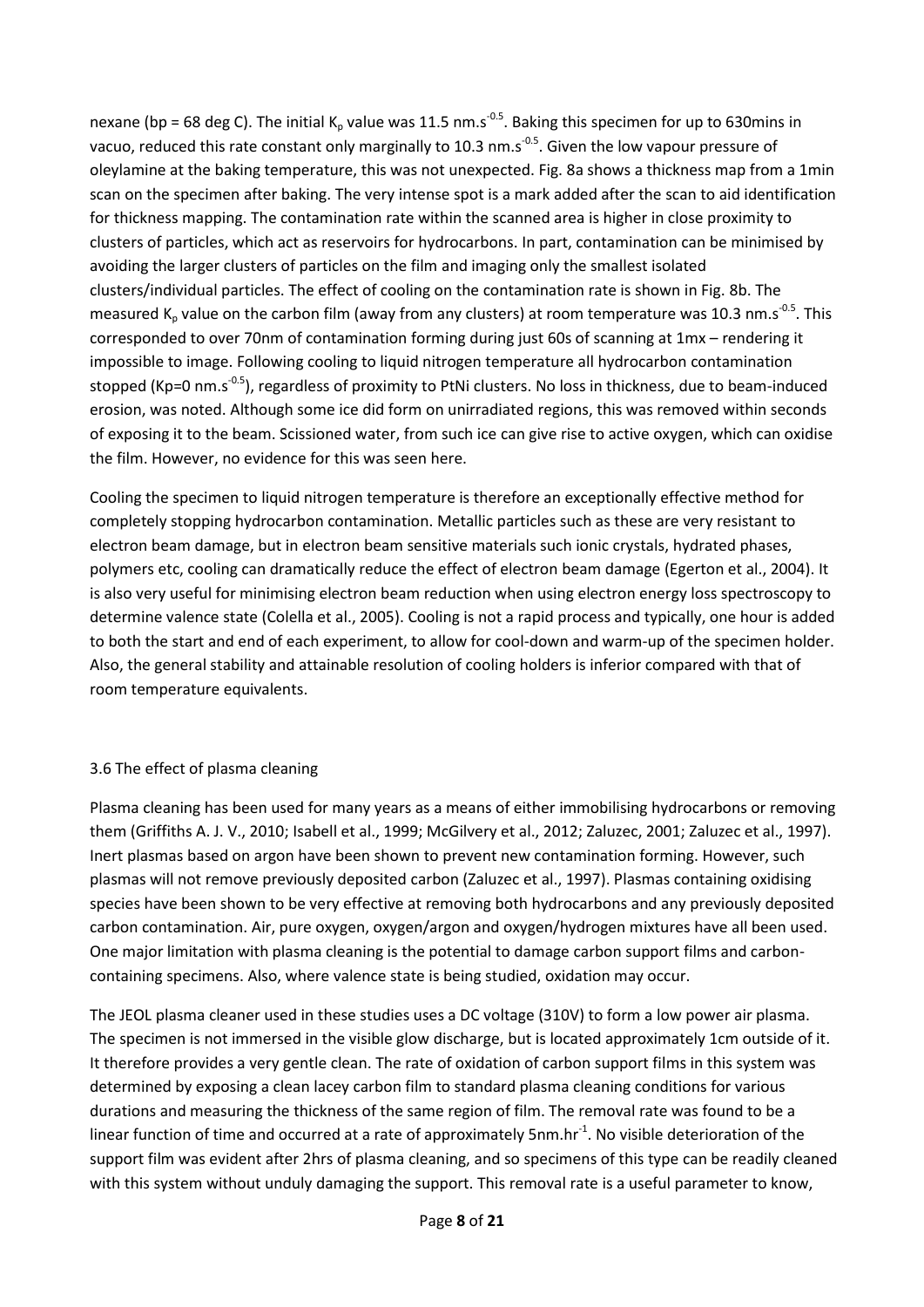nexane (bp = 68 deg C). The initial $K_p$ value was 11.5 nm.s$^{-0.5}$. Baking this specimen for up to 630mins in vacuo, reduced this rate constant only marginally to 10.3 nm.s$^{-0.5}$. Given the low vapour pressure of oleylamine at the baking temperature, this was not unexpected. Fig. 8a shows a thickness map from a 1min scan on the specimen after baking. The very intense spot is a mark added after the scan to aid identification for thickness mapping. The contamination rate within the scanned area is higher in close proximity to clusters of particles, which act as reservoirs for hydrocarbons. In part, contamination can be minimised by avoiding the larger clusters of particles on the film and imaging only the smallest isolated clusters/individual particles. The effect of cooling on the contamination rate is shown in Fig. 8b. The measured $K_p$ value on the carbon film (away from any clusters) at room temperature was 10.3 nm.s$^{-0.5}$. This corresponded to over 70nm of contamination forming during just 60s of scanning at 1mx – rendering it impossible to image. Following cooling to liquid nitrogen temperature all hydrocarbon contamination stopped (Kp=0 nm.s$^{-0.5}$), regardless of proximity to PtNi clusters. No loss in thickness, due to beam-induced erosion, was noted. Although some ice did form on unirradiated regions, this was removed within seconds of exposing it to the beam. Scissioned water, from such ice can give rise to active oxygen, which can oxidise the film. However, no evidence for this was seen here.

Cooling the specimen to liquid nitrogen temperature is therefore an exceptionally effective method for completely stopping hydrocarbon contamination. Metallic particles such as these are very resistant to electron beam damage, but in electron beam sensitive materials such ionic crystals, hydrated phases, polymers etc, cooling can dramatically reduce the effect of electron beam damage (Egerton et al., 2004). It is also very useful for minimising electron beam reduction when using electron energy loss spectroscopy to determine valence state (Colella et al., 2005). Cooling is not a rapid process and typically, one hour is added to both the start and end of each experiment, to allow for cool-down and warm-up of the specimen holder. Also, the general stability and attainable resolution of cooling holders is inferior compared with that of room temperature equivalents.

### 3.6 The effect of plasma cleaning

Plasma cleaning has been used for many years as a means of either immobilising hydrocarbons or removing them (Griffiths A. J. V., 2010; Isabell et al., 1999; McGilvery et al., 2012; Zaluzec, 2001; Zaluzec et al., 1997). Inert plasmas based on argon have been shown to prevent new contamination forming. However, such plasmas will not remove previously deposited carbon (Zaluzec et al., 1997). Plasmas containing oxidising species have been shown to be very effective at removing both hydrocarbons and any previously deposited carbon contamination. Air, pure oxygen, oxygen/argon and oxygen/hydrogen mixtures have all been used. One major limitation with plasma cleaning is the potential to damage carbon support films and carbon-containing specimens. Also, where valence state is being studied, oxidation may occur.

The JEOL plasma cleaner used in these studies uses a DC voltage (310V) to form a low power air plasma. The specimen is not immersed in the visible glow discharge, but is located approximately 1cm outside of it. It therefore provides a very gentle clean. The rate of oxidation of carbon support films in this system was determined by exposing a clean lacey carbon film to standard plasma cleaning conditions for various durations and measuring the thickness of the same region of film. The removal rate was found to be a linear function of time and occurred at a rate of approximately 5nm.hr$^{-1}$. No visible deterioration of the support film was evident after 2hrs of plasma cleaning, and so specimens of this type can be readily cleaned with this system without unduly damaging the support. This removal rate is a useful parameter to know,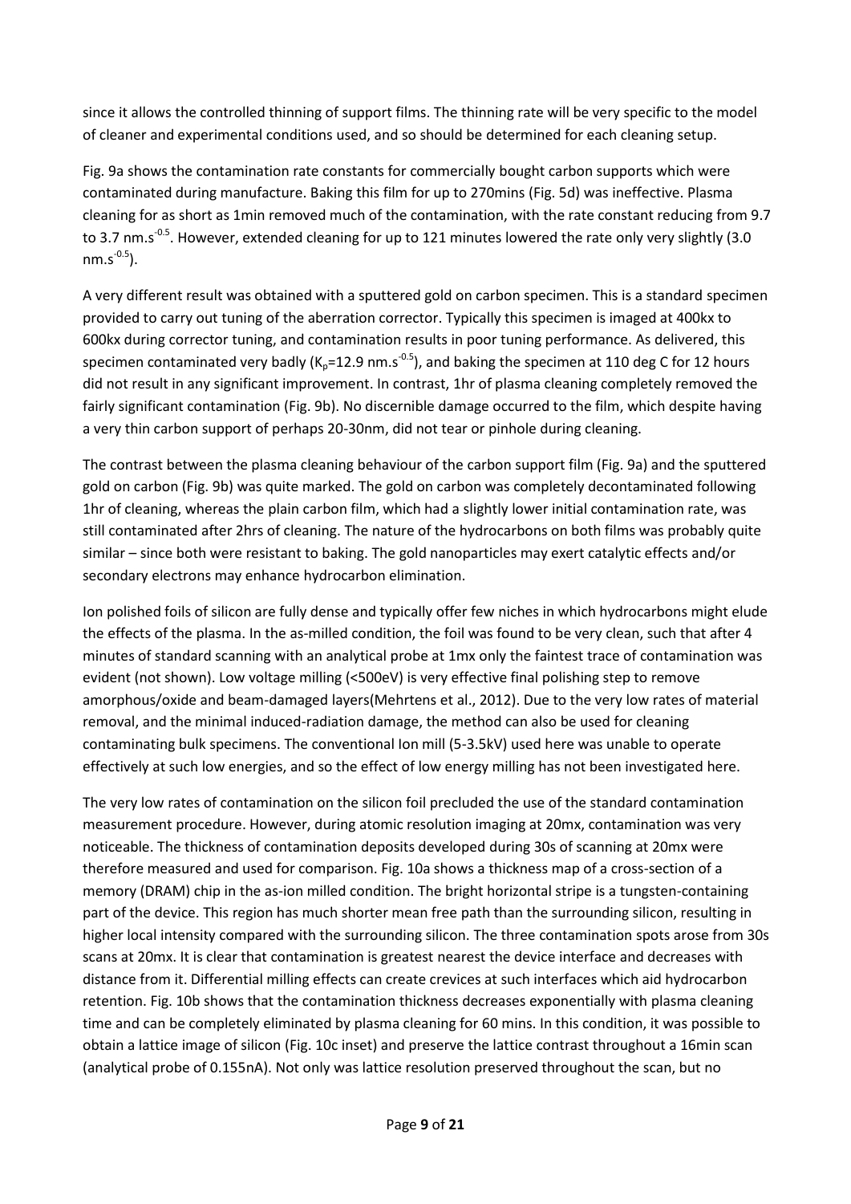since it allows the controlled thinning of support films. The thinning rate will be very specific to the model of cleaner and experimental conditions used, and so should be determined for each cleaning setup.

Fig. 9a shows the contamination rate constants for commercially bought carbon supports which were contaminated during manufacture. Baking this film for up to 270mins (Fig. 5d) was ineffective. Plasma cleaning for as short as 1min removed much of the contamination, with the rate constant reducing from 9.7 to 3.7 $nm.s^{-0.5}$. However, extended cleaning for up to 121 minutes lowered the rate only very slightly (3.0 $nm.s^{-0.5}$).

A very different result was obtained with a sputtered gold on carbon specimen. This is a standard specimen provided to carry out tuning of the aberration corrector. Typically this specimen is imaged at 400kx to 600kx during corrector tuning, and contamination results in poor tuning performance. As delivered, this specimen contaminated very badly ($K_p$=12.9 $nm.s^{-0.5}$), and baking the specimen at 110 deg C for 12 hours did not result in any significant improvement. In contrast, 1hr of plasma cleaning completely removed the fairly significant contamination (Fig. 9b). No discernible damage occurred to the film, which despite having a very thin carbon support of perhaps 20-30nm, did not tear or pinhole during cleaning.

The contrast between the plasma cleaning behaviour of the carbon support film (Fig. 9a) and the sputtered gold on carbon (Fig. 9b) was quite marked. The gold on carbon was completely decontaminated following 1hr of cleaning, whereas the plain carbon film, which had a slightly lower initial contamination rate, was still contaminated after 2hrs of cleaning. The nature of the hydrocarbons on both films was probably quite similar – since both were resistant to baking. The gold nanoparticles may exert catalytic effects and/or secondary electrons may enhance hydrocarbon elimination.

Ion polished foils of silicon are fully dense and typically offer few niches in which hydrocarbons might elude the effects of the plasma. In the as-milled condition, the foil was found to be very clean, such that after 4 minutes of standard scanning with an analytical probe at 1mx only the faintest trace of contamination was evident (not shown). Low voltage milling (<500eV) is very effective final polishing step to remove amorphous/oxide and beam-damaged layers(Mehrtens et al., 2012). Due to the very low rates of material removal, and the minimal induced-radiation damage, the method can also be used for cleaning contaminating bulk specimens. The conventional Ion mill (5-3.5kV) used here was unable to operate effectively at such low energies, and so the effect of low energy milling has not been investigated here.

The very low rates of contamination on the silicon foil precluded the use of the standard contamination measurement procedure. However, during atomic resolution imaging at 20mx, contamination was very noticeable. The thickness of contamination deposits developed during 30s of scanning at 20mx were therefore measured and used for comparison. Fig. 10a shows a thickness map of a cross-section of a memory (DRAM) chip in the as-ion milled condition. The bright horizontal stripe is a tungsten-containing part of the device. This region has much shorter mean free path than the surrounding silicon, resulting in higher local intensity compared with the surrounding silicon. The three contamination spots arose from 30s scans at 20mx. It is clear that contamination is greatest nearest the device interface and decreases with distance from it. Differential milling effects can create crevices at such interfaces which aid hydrocarbon retention. Fig. 10b shows that the contamination thickness decreases exponentially with plasma cleaning time and can be completely eliminated by plasma cleaning for 60 mins. In this condition, it was possible to obtain a lattice image of silicon (Fig. 10c inset) and preserve the lattice contrast throughout a 16min scan (analytical probe of 0.155nA). Not only was lattice resolution preserved throughout the scan, but no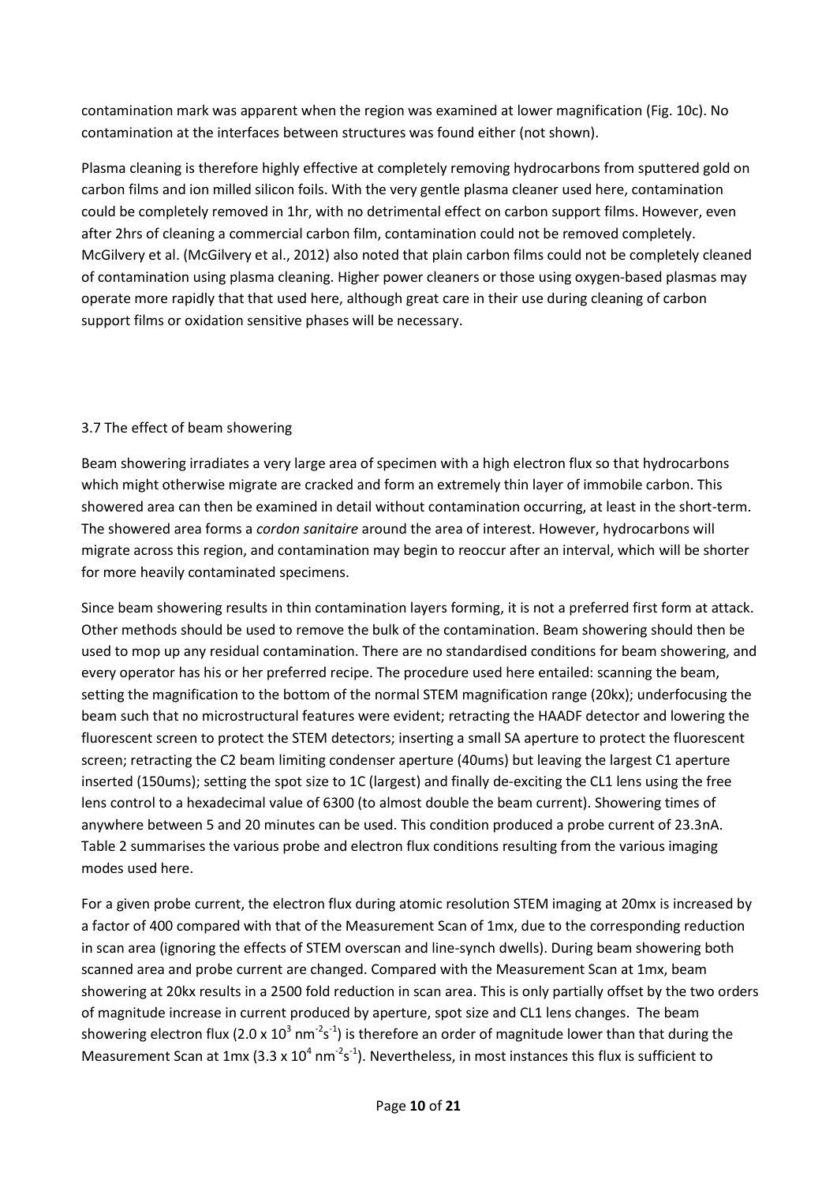contamination mark was apparent when the region was examined at lower magnification (Fig. 10c). No contamination at the interfaces between structures was found either (not shown).

Plasma cleaning is therefore highly effective at completely removing hydrocarbons from sputtered gold on carbon films and ion milled silicon foils. With the very gentle plasma cleaner used here, contamination could be completely removed in 1hr, with no detrimental effect on carbon support films. However, even after 2hrs of cleaning a commercial carbon film, contamination could not be removed completely. McGilvery et al. (McGilvery et al., 2012) also noted that plain carbon films could not be completely cleaned of contamination using plasma cleaning. Higher power cleaners or those using oxygen-based plasmas may operate more rapidly that that used here, although great care in their use during cleaning of carbon support films or oxidation sensitive phases will be necessary.

### 3.7 The effect of beam showering

Beam showering irradiates a very large area of specimen with a high electron flux so that hydrocarbons which might otherwise migrate are cracked and form an extremely thin layer of immobile carbon. This showered area can then be examined in detail without contamination occurring, at least in the short-term. The showered area forms a *cordon sanitaire* around the area of interest. However, hydrocarbons will migrate across this region, and contamination may begin to reoccur after an interval, which will be shorter for more heavily contaminated specimens.

Since beam showering results in thin contamination layers forming, it is not a preferred first form at attack. Other methods should be used to remove the bulk of the contamination. Beam showering should then be used to mop up any residual contamination. There are no standardised conditions for beam showering, and every operator has his or her preferred recipe. The procedure used here entailed: scanning the beam, setting the magnification to the bottom of the normal STEM magnification range (20kx); underfocusing the beam such that no microstructural features were evident; retracting the HAADF detector and lowering the fluorescent screen to protect the STEM detectors; inserting a small SA aperture to protect the fluorescent screen; retracting the C2 beam limiting condenser aperture (40ums) but leaving the largest C1 aperture inserted (150ums); setting the spot size to 1C (largest) and finally de-exciting the CL1 lens using the free lens control to a hexadecimal value of 6300 (to almost double the beam current). Showering times of anywhere between 5 and 20 minutes can be used. This condition produced a probe current of 23.3nA. Table 2 summarises the various probe and electron flux conditions resulting from the various imaging modes used here.

For a given probe current, the electron flux during atomic resolution STEM imaging at 20mx is increased by a factor of 400 compared with that of the Measurement Scan of 1mx, due to the corresponding reduction in scan area (ignoring the effects of STEM overscan and line-synch dwells). During beam showering both scanned area and probe current are changed. Compared with the Measurement Scan at 1mx, beam showering at 20kx results in a 2500 fold reduction in scan area. This is only partially offset by the two orders of magnitude increase in current produced by aperture, spot size and CL1 lens changes. The beam showering electron flux ($2.0 \times 10^3$ nm$^{-2}$s$^{-1}$) is therefore an order of magnitude lower than that during the Measurement Scan at 1mx ($3.3 \times 10^4$ nm$^{-2}$s$^{-1}$). Nevertheless, in most instances this flux is sufficient to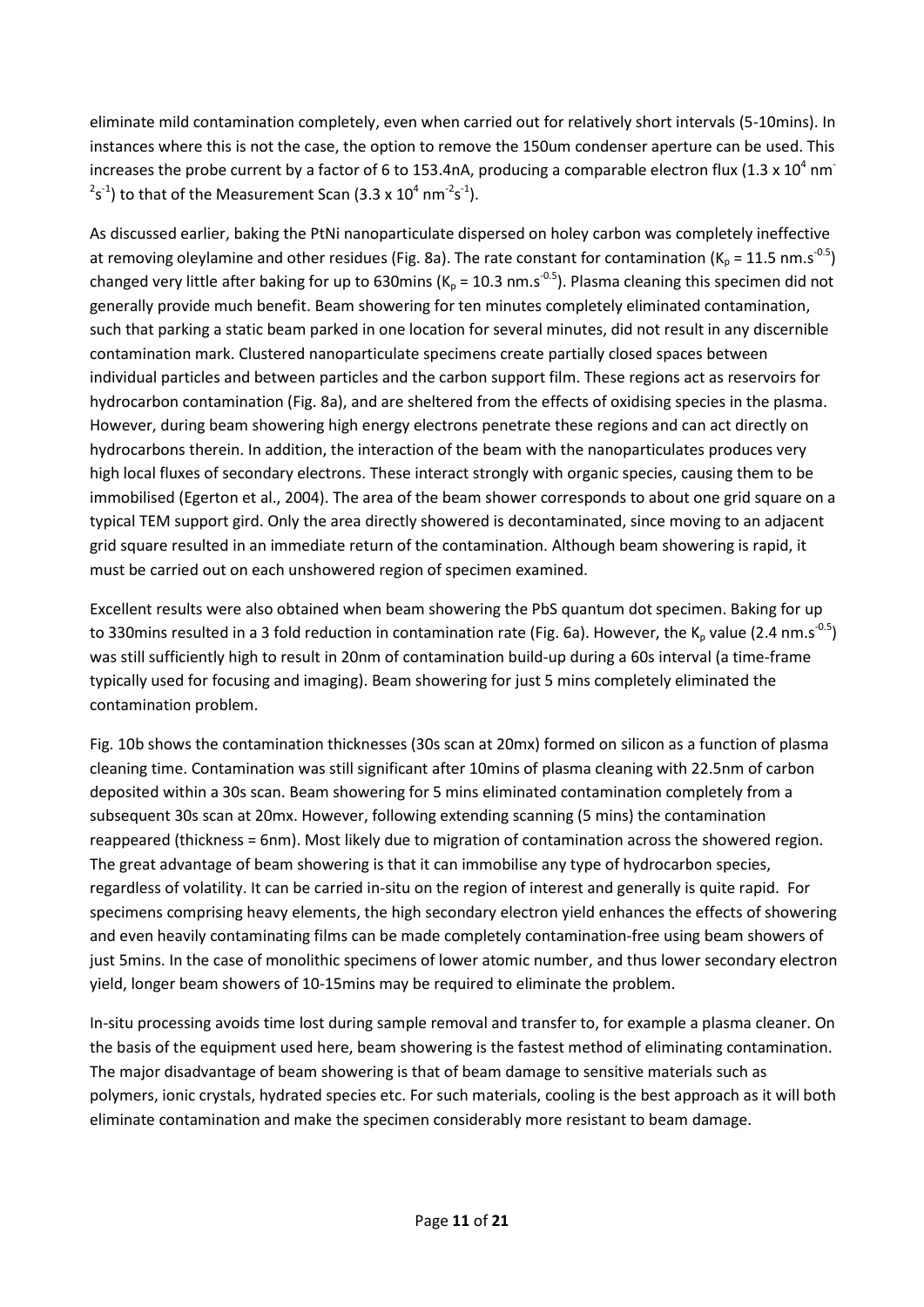eliminate mild contamination completely, even when carried out for relatively short intervals (5-10mins). In instances where this is not the case, the option to remove the 150um condenser aperture can be used. This increases the probe current by a factor of 6 to 153.4nA, producing a comparable electron flux ($1.3 \times 10^4$ nm$^{-2}$s$^{-1}$) to that of the Measurement Scan ($3.3 \times 10^4$ nm$^{-2}$s$^{-1}$).

As discussed earlier, baking the PtNi nanoparticulate dispersed on holey carbon was completely ineffective at removing oleylamine and other residues (Fig. 8a). The rate constant for contamination ($K_p$ = 11.5 nm.s$^{-0.5}$) changed very little after baking for up to 630mins ($K_p$ = 10.3 nm.s$^{-0.5}$). Plasma cleaning this specimen did not generally provide much benefit. Beam showering for ten minutes completely eliminated contamination, such that parking a static beam parked in one location for several minutes, did not result in any discernible contamination mark. Clustered nanoparticulate specimens create partially closed spaces between individual particles and between particles and the carbon support film. These regions act as reservoirs for hydrocarbon contamination (Fig. 8a), and are sheltered from the effects of oxidising species in the plasma. However, during beam showering high energy electrons penetrate these regions and can act directly on hydrocarbons therein. In addition, the interaction of the beam with the nanoparticulates produces very high local fluxes of secondary electrons. These interact strongly with organic species, causing them to be immobilised (Egerton et al., 2004). The area of the beam shower corresponds to about one grid square on a typical TEM support gird. Only the area directly showered is decontaminated, since moving to an adjacent grid square resulted in an immediate return of the contamination. Although beam showering is rapid, it must be carried out on each unshowered region of specimen examined.

Excellent results were also obtained when beam showering the PbS quantum dot specimen. Baking for up to 330mins resulted in a 3 fold reduction in contamination rate (Fig. 6a). However, the $K_p$ value (2.4 nm.s$^{-0.5}$) was still sufficiently high to result in 20nm of contamination build-up during a 60s interval (a time-frame typically used for focusing and imaging). Beam showering for just 5 mins completely eliminated the contamination problem.

Fig. 10b shows the contamination thicknesses (30s scan at 20mx) formed on silicon as a function of plasma cleaning time. Contamination was still significant after 10mins of plasma cleaning with 22.5nm of carbon deposited within a 30s scan. Beam showering for 5 mins eliminated contamination completely from a subsequent 30s scan at 20mx. However, following extending scanning (5 mins) the contamination reappeared (thickness = 6nm). Most likely due to migration of contamination across the showered region. The great advantage of beam showering is that it can immobilise any type of hydrocarbon species, regardless of volatility. It can be carried in-situ on the region of interest and generally is quite rapid. For specimens comprising heavy elements, the high secondary electron yield enhances the effects of showering and even heavily contaminating films can be made completely contamination-free using beam showers of just 5mins. In the case of monolithic specimens of lower atomic number, and thus lower secondary electron yield, longer beam showers of 10-15mins may be required to eliminate the problem.

In-situ processing avoids time lost during sample removal and transfer to, for example a plasma cleaner. On the basis of the equipment used here, beam showering is the fastest method of eliminating contamination. The major disadvantage of beam showering is that of beam damage to sensitive materials such as polymers, ionic crystals, hydrated species etc. For such materials, cooling is the best approach as it will both eliminate contamination and make the specimen considerably more resistant to beam damage.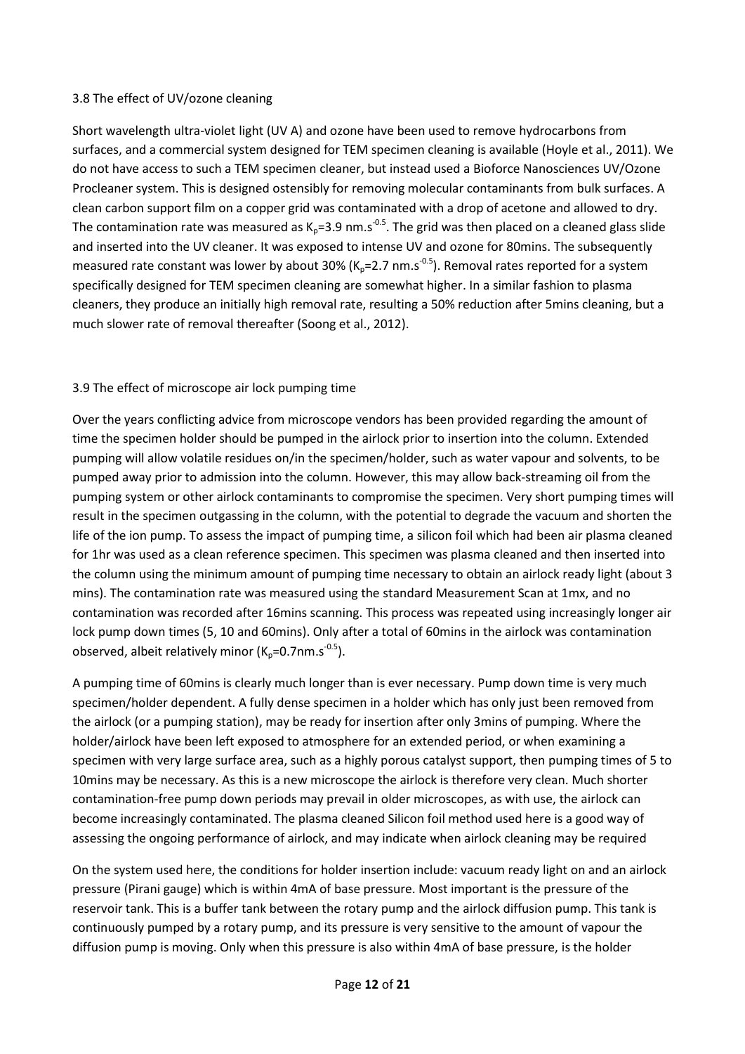### 3.8 The effect of UV/ozone cleaning

Short wavelength ultra-violet light (UV A) and ozone have been used to remove hydrocarbons from surfaces, and a commercial system designed for TEM specimen cleaning is available (Hoyle et al., 2011). We do not have access to such a TEM specimen cleaner, but instead used a Bioforce Nanosciences UV/Ozone Procleaner system. This is designed ostensibly for removing molecular contaminants from bulk surfaces. A clean carbon support film on a copper grid was contaminated with a drop of acetone and allowed to dry. The contamination rate was measured as $K_p$=3.9 nm.$s^{-0.5}$. The grid was then placed on a cleaned glass slide and inserted into the UV cleaner. It was exposed to intense UV and ozone for 80mins. The subsequently measured rate constant was lower by about 30% ($K_p$=2.7 nm.$s^{-0.5}$). Removal rates reported for a system specifically designed for TEM specimen cleaning are somewhat higher. In a similar fashion to plasma cleaners, they produce an initially high removal rate, resulting a 50% reduction after 5mins cleaning, but a much slower rate of removal thereafter (Soong et al., 2012).

### 3.9 The effect of microscope air lock pumping time

Over the years conflicting advice from microscope vendors has been provided regarding the amount of time the specimen holder should be pumped in the airlock prior to insertion into the column. Extended pumping will allow volatile residues on/in the specimen/holder, such as water vapour and solvents, to be pumped away prior to admission into the column. However, this may allow back-streaming oil from the pumping system or other airlock contaminants to compromise the specimen. Very short pumping times will result in the specimen outgassing in the column, with the potential to degrade the vacuum and shorten the life of the ion pump. To assess the impact of pumping time, a silicon foil which had been air plasma cleaned for 1hr was used as a clean reference specimen. This specimen was plasma cleaned and then inserted into the column using the minimum amount of pumping time necessary to obtain an airlock ready light (about 3 mins). The contamination rate was measured using the standard Measurement Scan at 1mx, and no contamination was recorded after 16mins scanning. This process was repeated using increasingly longer air lock pump down times (5, 10 and 60mins). Only after a total of 60mins in the airlock was contamination observed, albeit relatively minor ($K_p$=0.7nm.$s^{-0.5}$).

A pumping time of 60mins is clearly much longer than is ever necessary. Pump down time is very much specimen/holder dependent. A fully dense specimen in a holder which has only just been removed from the airlock (or a pumping station), may be ready for insertion after only 3mins of pumping. Where the holder/airlock have been left exposed to atmosphere for an extended period, or when examining a specimen with very large surface area, such as a highly porous catalyst support, then pumping times of 5 to 10mins may be necessary. As this is a new microscope the airlock is therefore very clean. Much shorter contamination-free pump down periods may prevail in older microscopes, as with use, the airlock can become increasingly contaminated. The plasma cleaned Silicon foil method used here is a good way of assessing the ongoing performance of airlock, and may indicate when airlock cleaning may be required

On the system used here, the conditions for holder insertion include: vacuum ready light on and an airlock pressure (Pirani gauge) which is within 4mA of base pressure. Most important is the pressure of the reservoir tank. This is a buffer tank between the rotary pump and the airlock diffusion pump. This tank is continuously pumped by a rotary pump, and its pressure is very sensitive to the amount of vapour the diffusion pump is moving. Only when this pressure is also within 4mA of base pressure, is the holder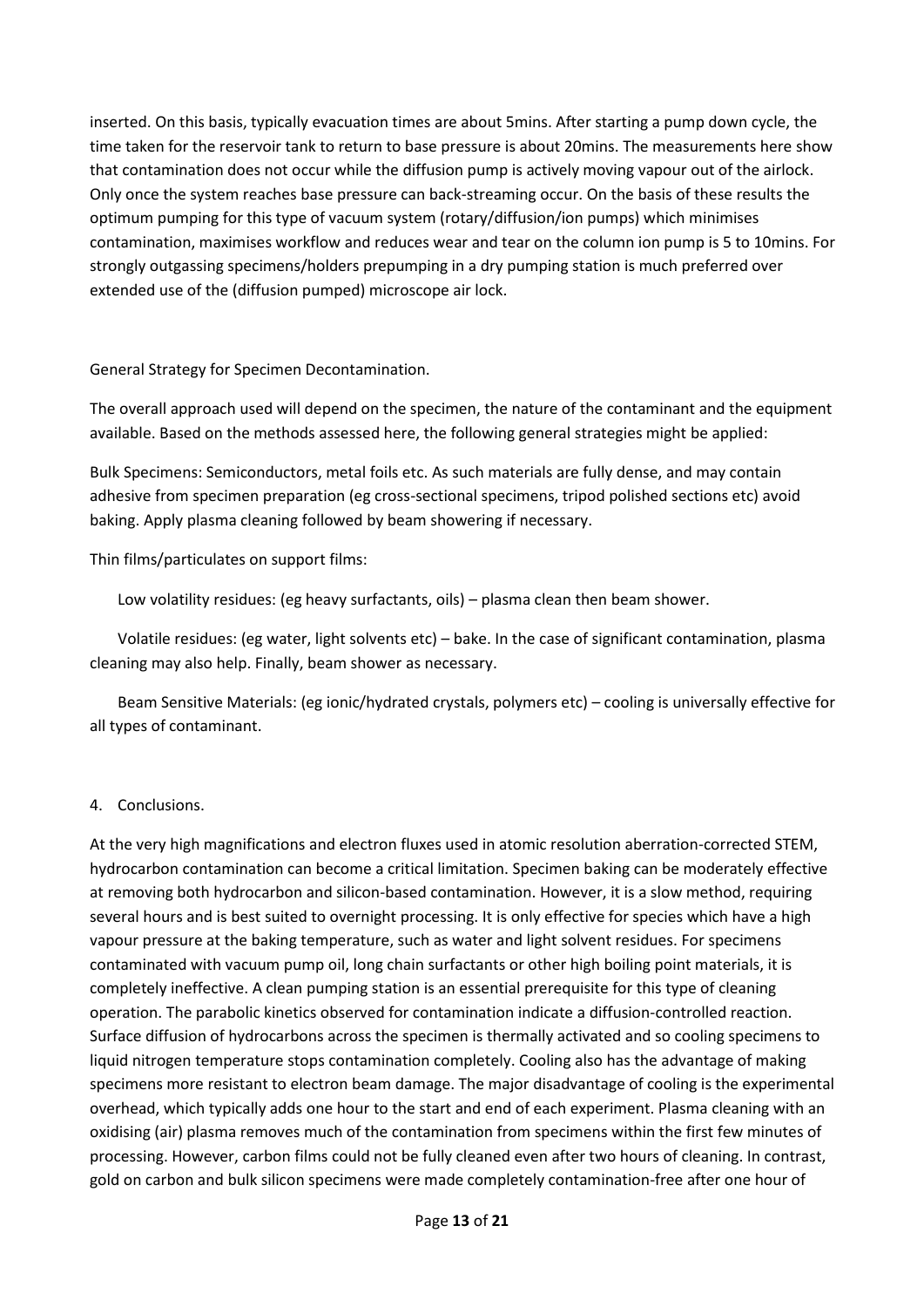inserted. On this basis, typically evacuation times are about 5mins. After starting a pump down cycle, the time taken for the reservoir tank to return to base pressure is about 20mins. The measurements here show that contamination does not occur while the diffusion pump is actively moving vapour out of the airlock. Only once the system reaches base pressure can back-streaming occur. On the basis of these results the optimum pumping for this type of vacuum system (rotary/diffusion/ion pumps) which minimises contamination, maximises workflow and reduces wear and tear on the column ion pump is 5 to 10mins. For strongly outgassing specimens/holders prepumping in a dry pumping station is much preferred over extended use of the (diffusion pumped) microscope air lock.

General Strategy for Specimen Decontamination.

The overall approach used will depend on the specimen, the nature of the contaminant and the equipment available. Based on the methods assessed here, the following general strategies might be applied:

Bulk Specimens: Semiconductors, metal foils etc. As such materials are fully dense, and may contain adhesive from specimen preparation (eg cross-sectional specimens, tripod polished sections etc) avoid baking. Apply plasma cleaning followed by beam showering if necessary.

Thin films/particulates on support films:

Low volatility residues: (eg heavy surfactants, oils) – plasma clean then beam shower.

Volatile residues: (eg water, light solvents etc) – bake. In the case of significant contamination, plasma cleaning may also help. Finally, beam shower as necessary.

Beam Sensitive Materials: (eg ionic/hydrated crystals, polymers etc) – cooling is universally effective for all types of contaminant.

## 4. Conclusions.

At the very high magnifications and electron fluxes used in atomic resolution aberration-corrected STEM, hydrocarbon contamination can become a critical limitation. Specimen baking can be moderately effective at removing both hydrocarbon and silicon-based contamination. However, it is a slow method, requiring several hours and is best suited to overnight processing. It is only effective for species which have a high vapour pressure at the baking temperature, such as water and light solvent residues. For specimens contaminated with vacuum pump oil, long chain surfactants or other high boiling point materials, it is completely ineffective. A clean pumping station is an essential prerequisite for this type of cleaning operation. The parabolic kinetics observed for contamination indicate a diffusion-controlled reaction. Surface diffusion of hydrocarbons across the specimen is thermally activated and so cooling specimens to liquid nitrogen temperature stops contamination completely. Cooling also has the advantage of making specimens more resistant to electron beam damage. The major disadvantage of cooling is the experimental overhead, which typically adds one hour to the start and end of each experiment. Plasma cleaning with an oxidising (air) plasma removes much of the contamination from specimens within the first few minutes of processing. However, carbon films could not be fully cleaned even after two hours of cleaning. In contrast, gold on carbon and bulk silicon specimens were made completely contamination-free after one hour of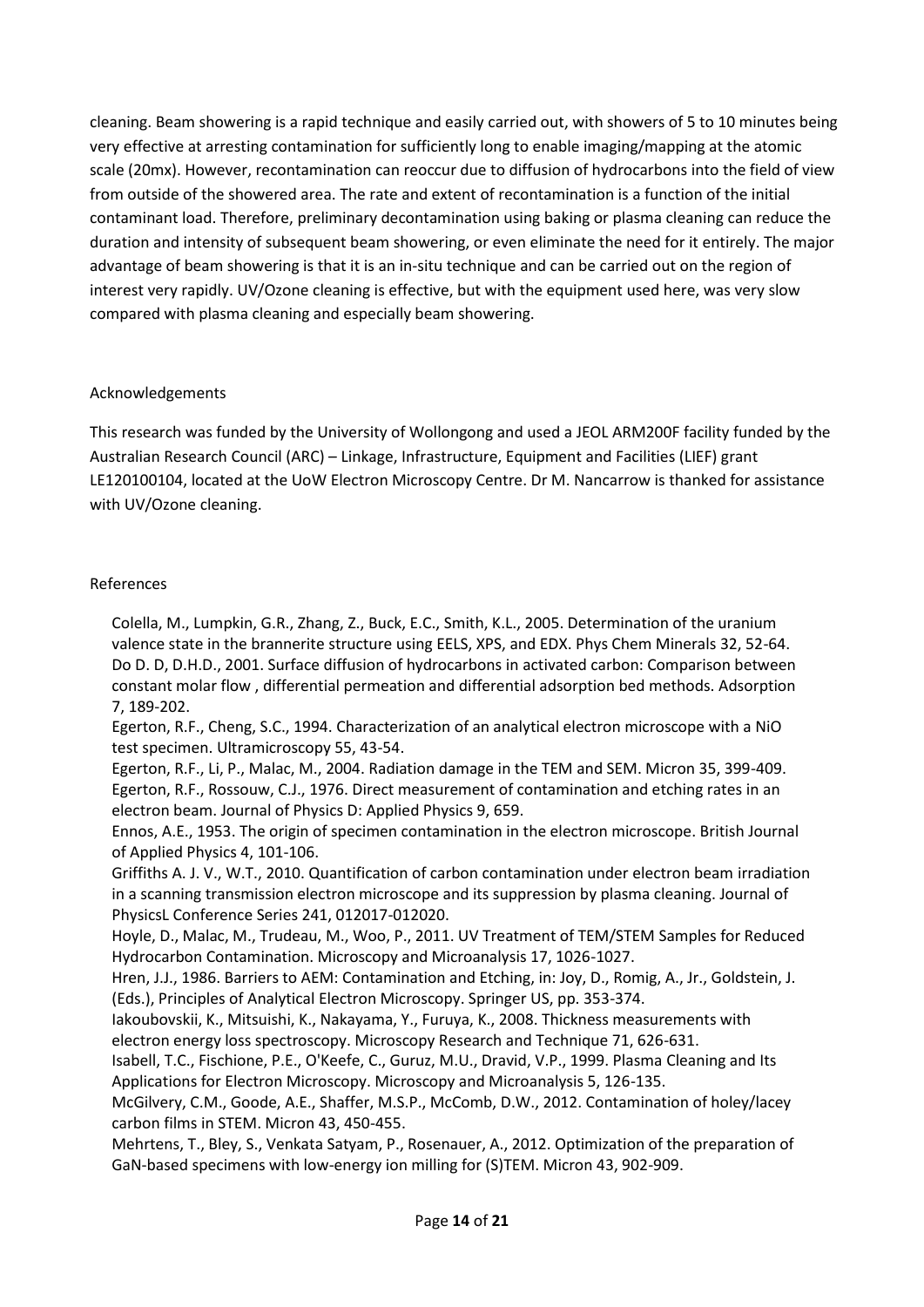cleaning. Beam showering is a rapid technique and easily carried out, with showers of 5 to 10 minutes being very effective at arresting contamination for sufficiently long to enable imaging/mapping at the atomic scale (20mx). However, recontamination can reoccur due to diffusion of hydrocarbons into the field of view from outside of the showered area. The rate and extent of recontamination is a function of the initial contaminant load. Therefore, preliminary decontamination using baking or plasma cleaning can reduce the duration and intensity of subsequent beam showering, or even eliminate the need for it entirely. The major advantage of beam showering is that it is an in-situ technique and can be carried out on the region of interest very rapidly. UV/Ozone cleaning is effective, but with the equipment used here, was very slow compared with plasma cleaning and especially beam showering.

## Acknowledgements

This research was funded by the University of Wollongong and used a JEOL ARM200F facility funded by the Australian Research Council (ARC) – Linkage, Infrastructure, Equipment and Facilities (LIEF) grant LE120100104, located at the UoW Electron Microscopy Centre. Dr M. Nancarrow is thanked for assistance with UV/Ozone cleaning.

## References

Colella, M., Lumpkin, G.R., Zhang, Z., Buck, E.C., Smith, K.L., 2005. Determination of the uranium valence state in the brannerite structure using EELS, XPS, and EDX. Phys Chem Minerals 32, 52-64.

Do D. D, D.H.D., 2001. Surface diffusion of hydrocarbons in activated carbon: Comparison between constant molar flow , differential permeation and differential adsorption bed methods. Adsorption 7, 189-202.

Egerton, R.F., Cheng, S.C., 1994. Characterization of an analytical electron microscope with a NiO test specimen. Ultramicroscopy 55, 43-54.

Egerton, R.F., Li, P., Malac, M., 2004. Radiation damage in the TEM and SEM. Micron 35, 399-409.

Egerton, R.F., Rossouw, C.J., 1976. Direct measurement of contamination and etching rates in an electron beam. Journal of Physics D: Applied Physics 9, 659.

Ennos, A.E., 1953. The origin of specimen contamination in the electron microscope. British Journal of Applied Physics 4, 101-106.

Griffiths A. J. V., W.T., 2010. Quantification of carbon contamination under electron beam irradiation in a scanning transmission electron microscope and its suppression by plasma cleaning. Journal of PhysicsL Conference Series 241, 012017-012020.

Hoyle, D., Malac, M., Trudeau, M., Woo, P., 2011. UV Treatment of TEM/STEM Samples for Reduced Hydrocarbon Contamination. Microscopy and Microanalysis 17, 1026-1027.

Hren, J.J., 1986. Barriers to AEM: Contamination and Etching, in: Joy, D., Romig, A., Jr., Goldstein, J. (Eds.), Principles of Analytical Electron Microscopy. Springer US, pp. 353-374.

Iakoubovskii, K., Mitsuishi, K., Nakayama, Y., Furuya, K., 2008. Thickness measurements with electron energy loss spectroscopy. Microscopy Research and Technique 71, 626-631.

Isabell, T.C., Fischione, P.E., O'Keefe, C., Guruz, M.U., Dravid, V.P., 1999. Plasma Cleaning and Its Applications for Electron Microscopy. Microscopy and Microanalysis 5, 126-135.

McGilvery, C.M., Goode, A.E., Shaffer, M.S.P., McComb, D.W., 2012. Contamination of holey/lacey carbon films in STEM. Micron 43, 450-455.

Mehrtens, T., Bley, S., Venkata Satyam, P., Rosenauer, A., 2012. Optimization of the preparation of GaN-based specimens with low-energy ion milling for (S)TEM. Micron 43, 902-909.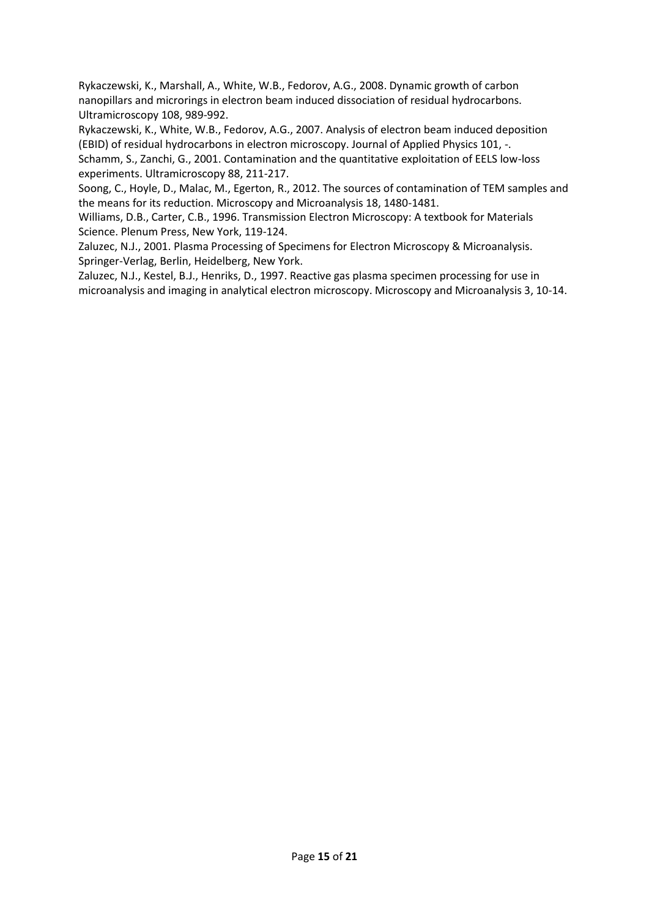Rykaczewski, K., Marshall, A., White, W.B., Fedorov, A.G., 2008. Dynamic growth of carbon nanopillars and microrings in electron beam induced dissociation of residual hydrocarbons. Ultramicroscopy 108, 989-992.

Rykaczewski, K., White, W.B., Fedorov, A.G., 2007. Analysis of electron beam induced deposition (EBID) of residual hydrocarbons in electron microscopy. Journal of Applied Physics 101, -.

Schamm, S., Zanchi, G., 2001. Contamination and the quantitative exploitation of EELS low-loss experiments. Ultramicroscopy 88, 211-217.

Soong, C., Hoyle, D., Malac, M., Egerton, R., 2012. The sources of contamination of TEM samples and the means for its reduction. Microscopy and Microanalysis 18, 1480-1481.

Williams, D.B., Carter, C.B., 1996. Transmission Electron Microscopy: A textbook for Materials Science. Plenum Press, New York, 119-124.

Zaluzec, N.J., 2001. Plasma Processing of Specimens for Electron Microscopy & Microanalysis. Springer-Verlag, Berlin, Heidelberg, New York.

Zaluzec, N.J., Kestel, B.J., Henriks, D., 1997. Reactive gas plasma specimen processing for use in microanalysis and imaging in analytical electron microscopy. Microscopy and Microanalysis 3, 10-14.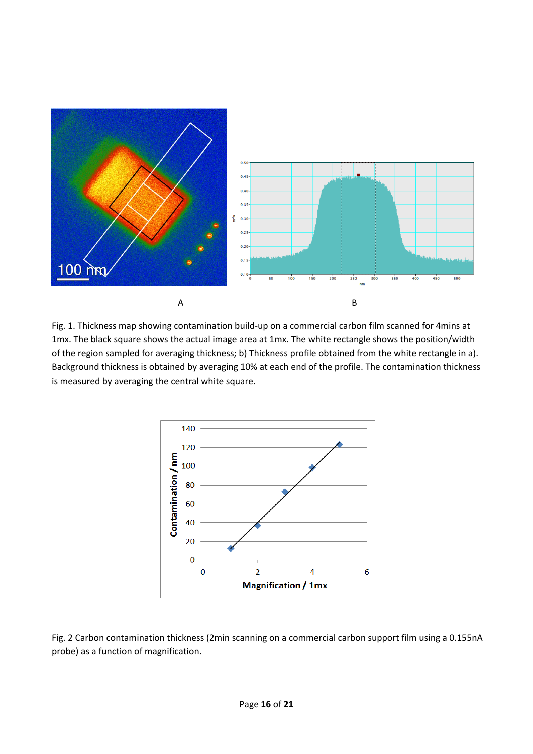Fig. 1. Thickness map showing contamination build-up on a commercial carbon film scanned for 4mins at 1mx. The black square shows the actual image area at 1mx. The white rectangle shows the position/width of the region sampled for averaging thickness; b) Thickness profile obtained from the white rectangle in a). Background thickness is obtained by averaging 10% at each end of the profile. The contamination thickness is measured by averaging the central white square.

Fig. 2 Carbon contamination thickness (2min scanning on a commercial carbon support film using a 0.155nA probe) as a function of magnification.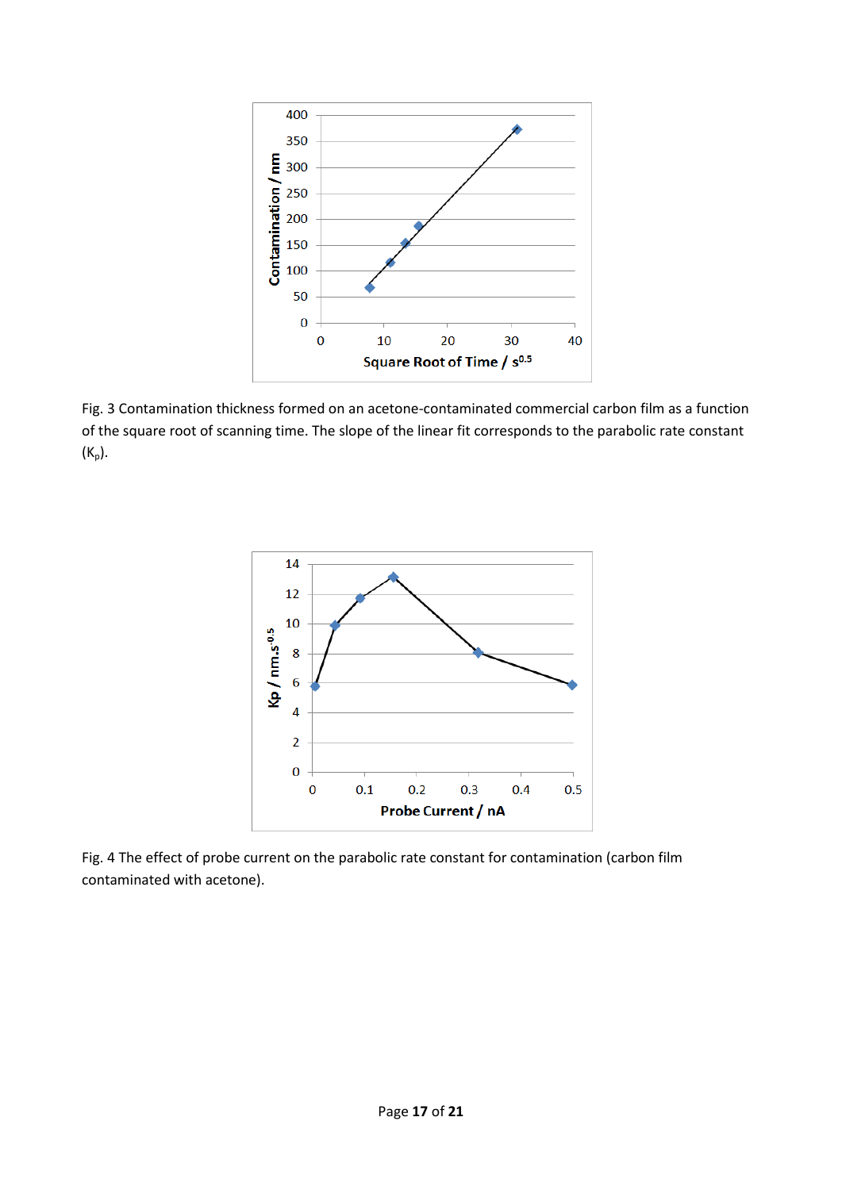Fig. 3 Contamination thickness formed on an acetone-contaminated commercial carbon film as a function of the square root of scanning time. The slope of the linear fit corresponds to the parabolic rate constant ($K_p$).

Fig. 4 The effect of probe current on the parabolic rate constant for contamination (carbon film contaminated with acetone).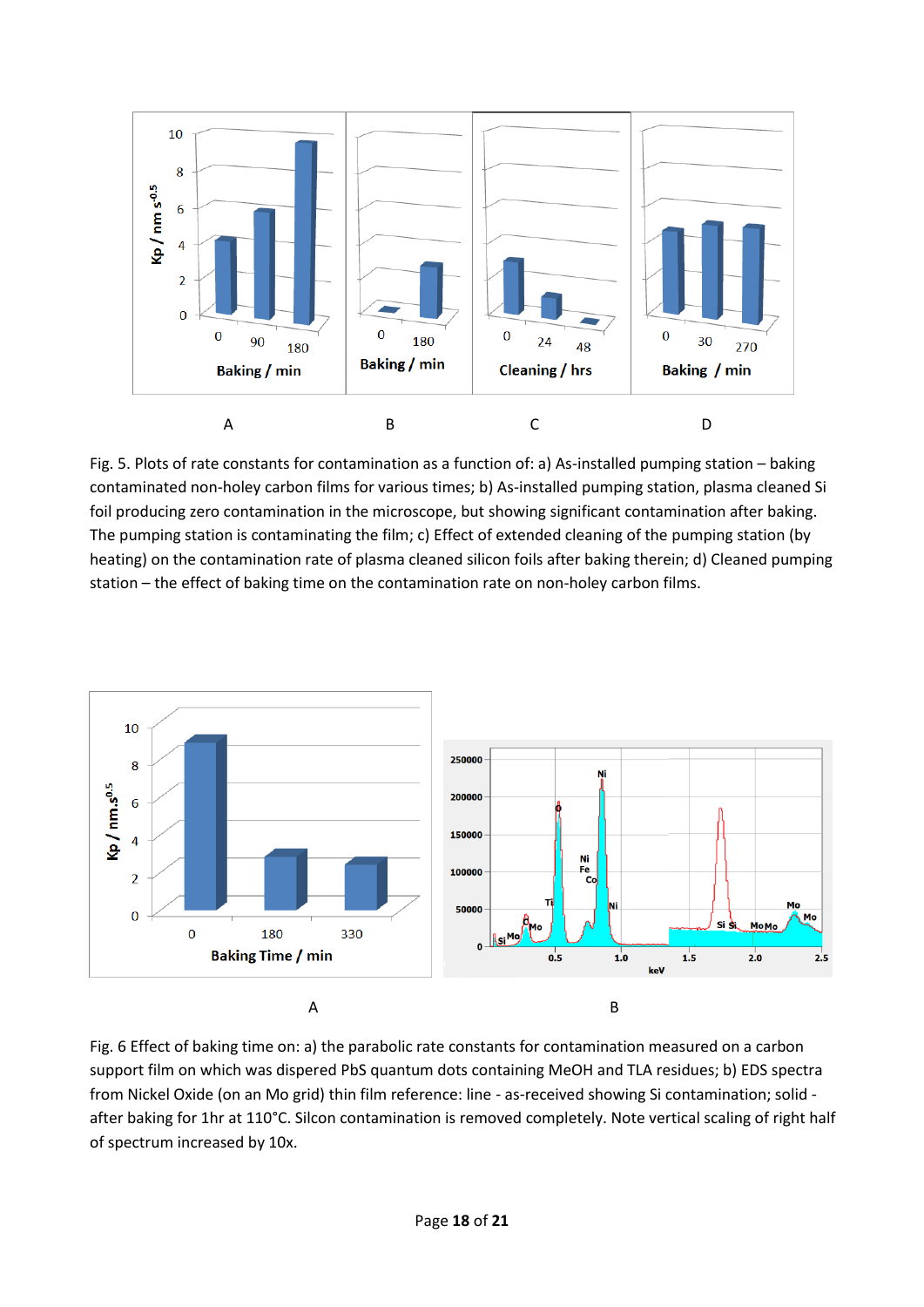A B C D

Fig. 5. Plots of rate constants for contamination as a function of: a) As-installed pumping station – baking contaminated non-holey carbon films for various times; b) As-installed pumping station, plasma cleaned Si foil producing zero contamination in the microscope, but showing significant contamination after baking. The pumping station is contaminating the film; c) Effect of extended cleaning of the pumping station (by heating) on the contamination rate of plasma cleaned silicon foils after baking therein; d) Cleaned pumping station – the effect of baking time on the contamination rate on non-holey carbon films.

A B

Fig. 6 Effect of baking time on: a) the parabolic rate constants for contamination measured on a carbon support film on which was dispered PbS quantum dots containing MeOH and TLA residues; b) EDS spectra from Nickel Oxide (on an Mo grid) thin film reference: line - as-received showing Si contamination; solid - after baking for 1hr at 110°C. Silcon contamination is removed completely. Note vertical scaling of right half of spectrum increased by 10x.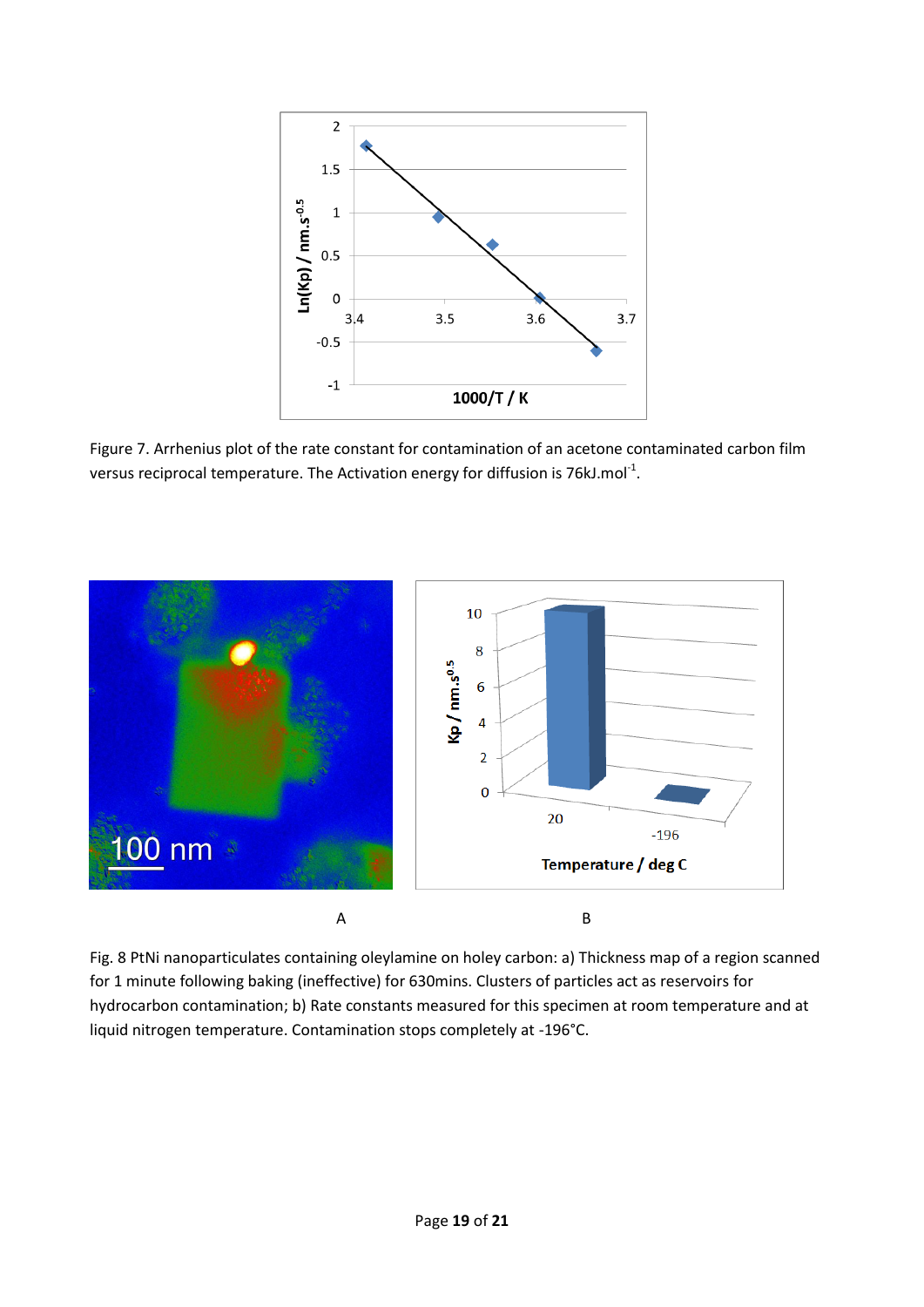Figure 7. Arrhenius plot of the rate constant for contamination of an acetone contaminated carbon film versus reciprocal temperature. The Activation energy for diffusion is 76kJ.mol$^{-1}$.

A

B

Fig. 8 PtNi nanoparticulates containing oleylamine on holey carbon: a) Thickness map of a region scanned for 1 minute following baking (ineffective) for 630mins. Clusters of particles act as reservoirs for hydrocarbon contamination; b) Rate constants measured for this specimen at room temperature and at liquid nitrogen temperature. Contamination stops completely at -196°C.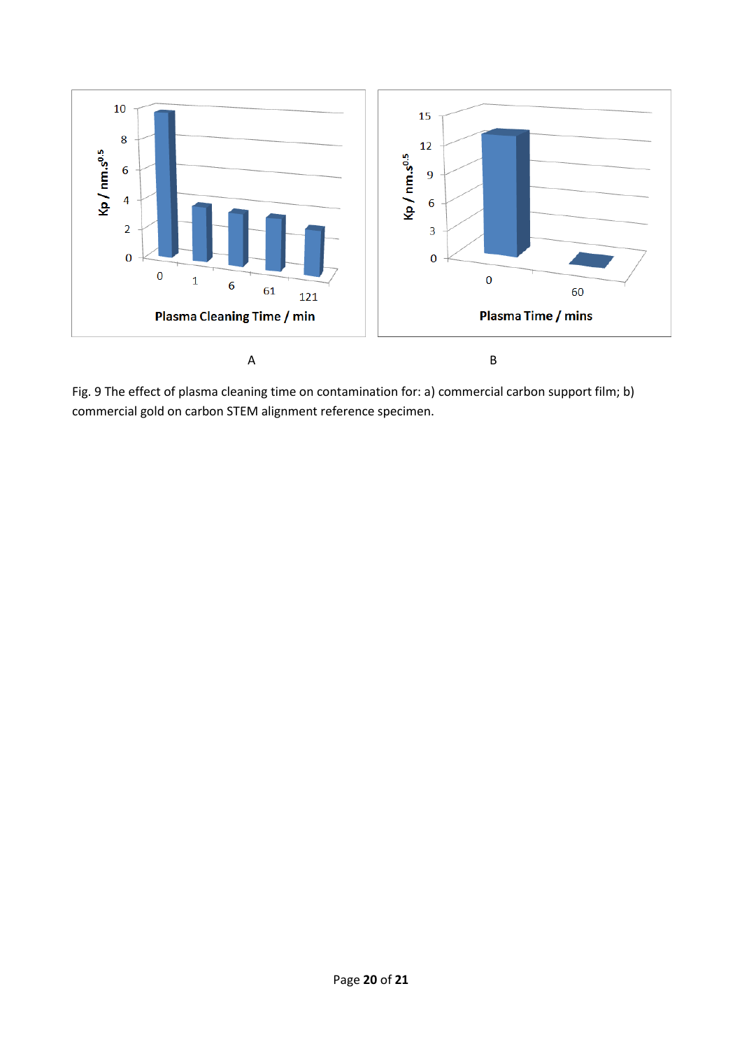A

B

Fig. 9 The effect of plasma cleaning time on contamination for: a) commercial carbon support film; b) commercial gold on carbon STEM alignment reference specimen.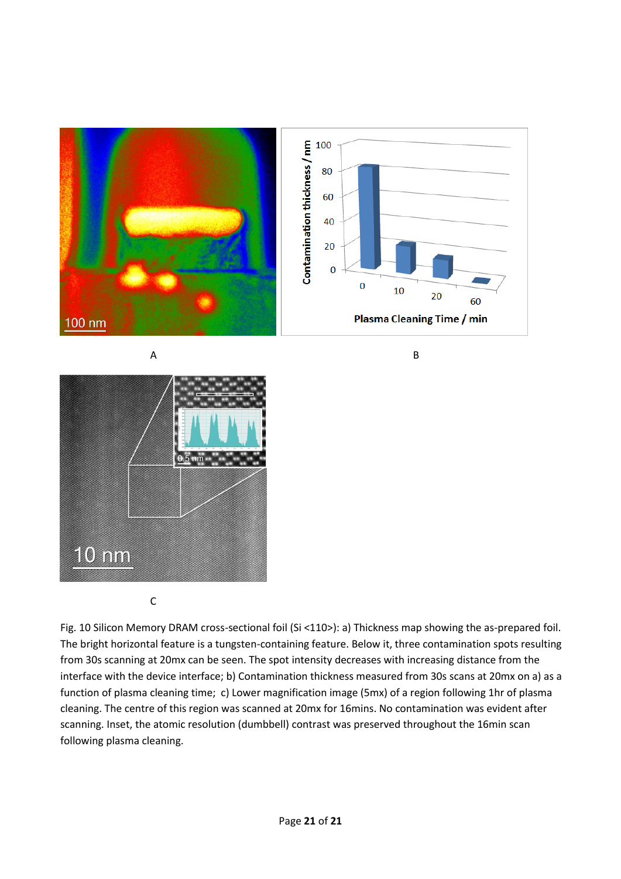100 nm

A

Contamination thickness / nm

100

80

60

40

20

0

0

10

20

60

Plasma Cleaning Time / min

B

0.5 nm

10 nm

C

Fig. 10 Silicon Memory DRAM cross-sectional foil (Si <110>): a) Thickness map showing the as-prepared foil. The bright horizontal feature is a tungsten-containing feature. Below it, three contamination spots resulting from 30s scanning at 20mx can be seen. The spot intensity decreases with increasing distance from the interface with the device interface; b) Contamination thickness measured from 30s scans at 20mx on a) as a function of plasma cleaning time; c) Lower magnification image (5mx) of a region following 1hr of plasma cleaning. The centre of this region was scanned at 20mx for 16mins. No contamination was evident after scanning. Inset, the atomic resolution (dumbbell) contrast was preserved throughout the 16min scan following plasma cleaning.